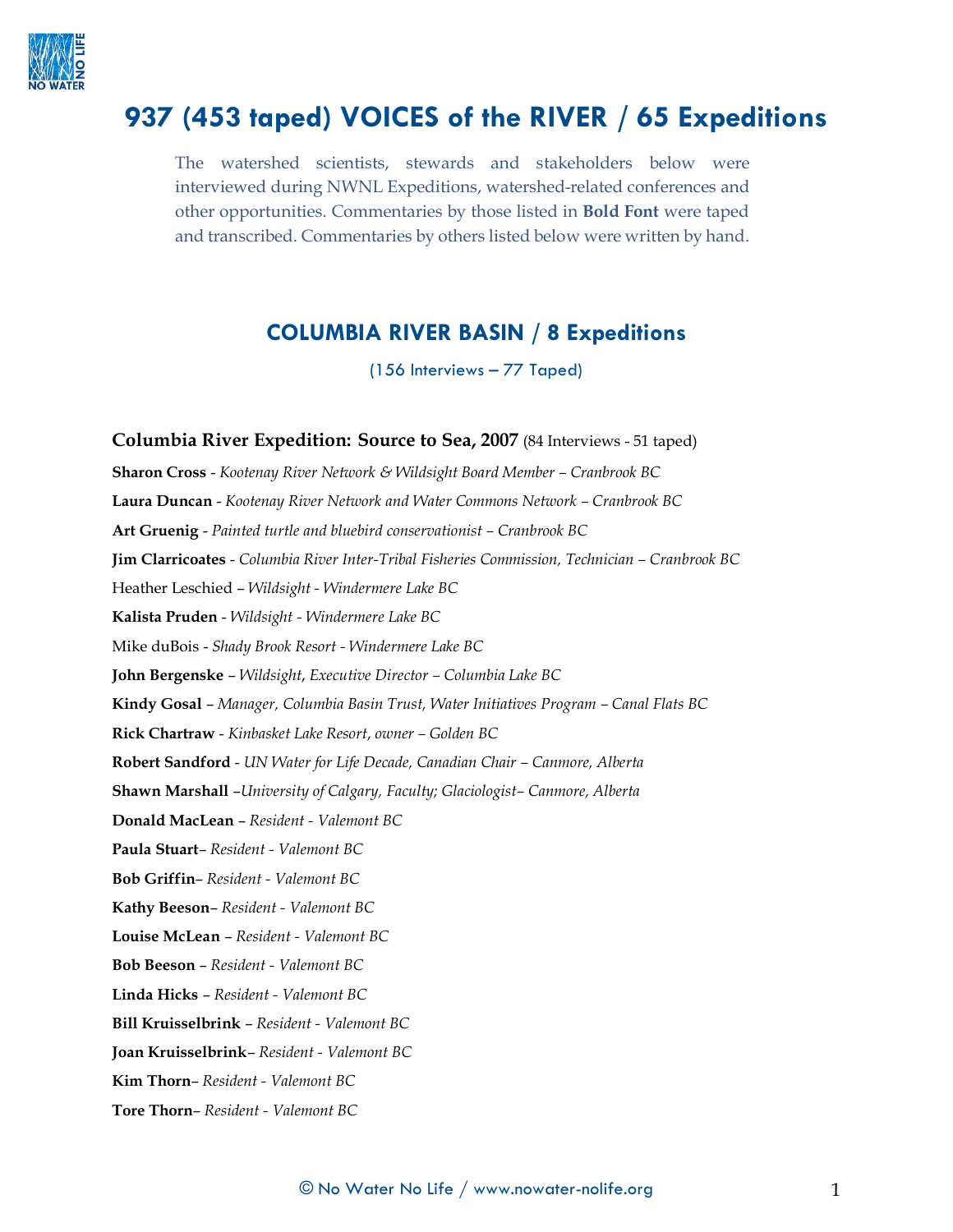# 937 (453 taped) VOICES of the RIVER / 65 Expeditions

The watershed scientists, stewards and stakeholders below were interviewed during NWNL Expeditions, watershed-related conferences and other opportunities. Commentaries by those listed in **Bold Font** were taped and transcribed. Commentaries by others listed below were written by hand.

## COLUMBIA RIVER BASIN / 8 Expeditions

(156 Interviews – 77 Taped)

### Columbia River Expedition: Source to Sea, 2007 (84 Interviews - 51 taped)

**Sharon Cross** - *Kootenay River Network & Wildsight Board Member – Cranbrook BC*

**Laura Duncan** - *Kootenay River Network and Water Commons Network – Cranbrook BC*

**Art Gruenig** - *Painted turtle and bluebird conservationist – Cranbrook BC*

**Jim Clarricoates** - *Columbia River Inter-Tribal Fisheries Commission, Technician – Cranbrook BC*

Heather Leschied – *Wildsight - Windermere Lake BC*

**Kalista Pruden** - *Wildsight - Windermere Lake BC*

Mike duBois - *Shady Brook Resort - Windermere Lake BC*

**John Bergenske** – *Wildsight, Executive Director – Columbia Lake BC*

**Kindy Gosal** – *Manager, Columbia Basin Trust, Water Initiatives Program – Canal Flats BC*

**Rick Chartraw** - *Kinbasket Lake Resort, owner – Golden BC*

**Robert Sandford** - *UN Water for Life Decade, Canadian Chair – Canmore, Alberta*

**Shawn Marshall** –*University of Calgary, Faculty; Glaciologist– Canmore, Alberta*

**Donald MacLean** – *Resident - Valemont BC*

**Paula Stuart**– *Resident - Valemont BC*

**Bob Griffin**– *Resident - Valemont BC*

**Kathy Beeson**– *Resident - Valemont BC*

**Louise McLean** – *Resident - Valemont BC*

**Bob Beeson** – *Resident - Valemont BC*

**Linda Hicks** – *Resident - Valemont BC*

**Bill Kruisselbrink** – *Resident - Valemont BC*

**Joan Kruisselbrink**– *Resident - Valemont BC*

**Kim Thorn**– *Resident - Valemont BC*

**Tore Thorn**– *Resident - Valemont BC*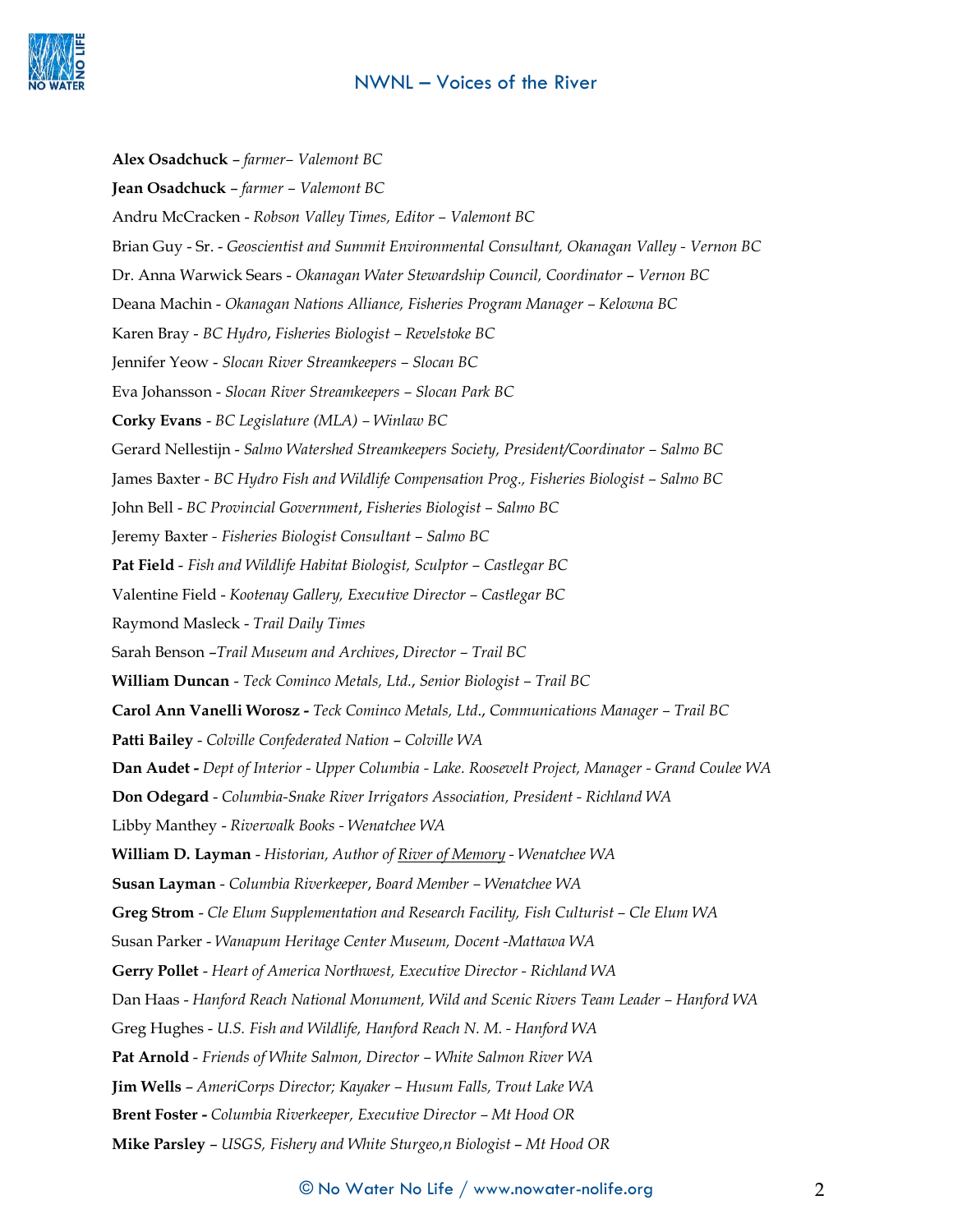**Alex Osadchuck** – *farmer– Valemont BC*

**Jean Osadchuck** – *farmer – Valemont BC*

Andru McCracken - *Robson Valley Times, Editor – Valemont BC*

Brian Guy - Sr. - *Geoscientist and Summit Environmental Consultant, Okanagan Valley - Vernon BC*

Dr. Anna Warwick Sears - *Okanagan Water Stewardship Council, Coordinator – Vernon BC*

Deana Machin - *Okanagan Nations Alliance, Fisheries Program Manager – Kelowna BC*

Karen Bray - *BC Hydro, Fisheries Biologist – Revelstoke BC*

Jennifer Yeow - *Slocan River Streamkeepers – Slocan BC*

Eva Johansson - *Slocan River Streamkeepers – Slocan Park BC*

**Corky Evans** - *BC Legislature (MLA) – Winlaw BC*

Gerard Nellestijn - *Salmo Watershed Streamkeepers Society, President/Coordinator – Salmo BC*

James Baxter - *BC Hydro Fish and Wildlife Compensation Prog., Fisheries Biologist – Salmo BC*

John Bell - *BC Provincial Government, Fisheries Biologist – Salmo BC*

Jeremy Baxter - *Fisheries Biologist Consultant – Salmo BC*

**Pat Field** - *Fish and Wildlife Habitat Biologist, Sculptor – Castlegar BC*

Valentine Field - *Kootenay Gallery, Executive Director – Castlegar BC*

Raymond Masleck - *Trail Daily Times*

Sarah Benson –*Trail Museum and Archives, Director – Trail BC*

**William Duncan** - *Teck Cominco Metals, Ltd., Senior Biologist – Trail BC*

**Carol Ann Vanelli Worosz -** *Teck Cominco Metals, Ltd., Communications Manager – Trail BC*

**Patti Bailey** - *Colville Confederated Nation – Colville WA*

**Dan Audet -** *Dept of Interior - Upper Columbia - Lake. Roosevelt Project, Manager - Grand Coulee WA*

**Don Odegard** - *Columbia-Snake River Irrigators Association, President - Richland WA*

Libby Manthey - *Riverwalk Books - Wenatchee WA*

**William D. Layman** - *Historian, Author of River of Memory - Wenatchee WA*

**Susan Layman** - *Columbia Riverkeeper, Board Member – Wenatchee WA*

**Greg Strom** - *Cle Elum Supplementation and Research Facility, Fish Culturist – Cle Elum WA*

Susan Parker - *Wanapum Heritage Center Museum, Docent -Mattawa WA*

**Gerry Pollet** - *Heart of America Northwest, Executive Director - Richland WA*

Dan Haas - *Hanford Reach National Monument, Wild and Scenic Rivers Team Leader – Hanford WA*

Greg Hughes - *U.S. Fish and Wildlife, Hanford Reach N. M. - Hanford WA*

**Pat Arnold** - *Friends of White Salmon, Director – White Salmon River WA*

**Jim Wells** – *AmeriCorps Director; Kayaker – Husum Falls, Trout Lake WA*

**Brent Foster -** *Columbia Riverkeeper, Executive Director – Mt Hood OR*

**Mike Parsley** – *USGS, Fishery and White Sturgeo,n Biologist – Mt Hood OR*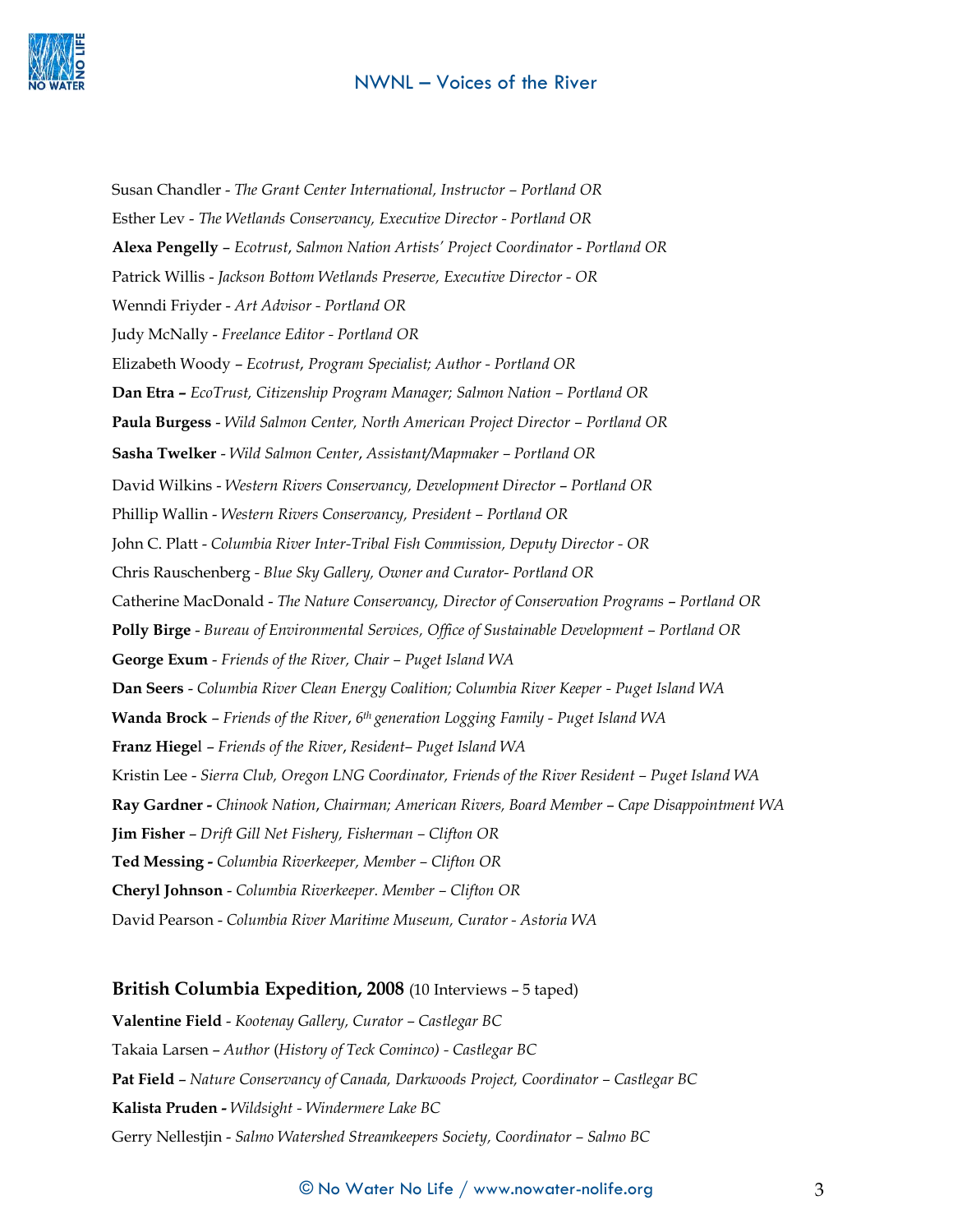Susan Chandler - *The Grant Center International, Instructor – Portland OR*

Esther Lev - *The Wetlands Conservancy, Executive Director - Portland OR*

**Alexa Pengelly** – *Ecotrust, Salmon Nation Artists' Project Coordinator - Portland OR*

Patrick Willis - *Jackson Bottom Wetlands Preserve, Executive Director - OR*

Wenndi Friyder - *Art Advisor - Portland OR*

Judy McNally - *Freelance Editor - Portland OR*

Elizabeth Woody – *Ecotrust, Program Specialist; Author - Portland OR*

**Dan Etra –** *EcoTrust, Citizenship Program Manager; Salmon Nation – Portland OR*

**Paula Burgess** - *Wild Salmon Center, North American Project Director – Portland OR*

**Sasha Twelker** - *Wild Salmon Center, Assistant/Mapmaker – Portland OR*

David Wilkins - *Western Rivers Conservancy, Development Director – Portland OR*

Phillip Wallin - *Western Rivers Conservancy, President – Portland OR*

John C. Platt - *Columbia River Inter-Tribal Fish Commission, Deputy Director - OR*

Chris Rauschenberg - *Blue Sky Gallery, Owner and Curator- Portland OR*

Catherine MacDonald - *The Nature Conservancy, Director of Conservation Programs – Portland OR*

**Polly Birge** - *Bureau of Environmental Services, Office of Sustainable Development – Portland OR*

**George Exum** - *Friends of the River, Chair – Puget Island WA*

**Dan Seers** - *Columbia River Clean Energy Coalition; Columbia River Keeper - Puget Island WA*

**Wanda Brock** – *Friends of the River, 6th generation Logging Family - Puget Island WA*

**Franz Hiegel** – *Friends of the River, Resident– Puget Island WA*

Kristin Lee - *Sierra Club, Oregon LNG Coordinator, Friends of the River Resident – Puget Island WA*

**Ray Gardner -** *Chinook Nation, Chairman; American Rivers, Board Member – Cape Disappointment WA*

**Jim Fisher** – *Drift Gill Net Fishery, Fisherman – Clifton OR*

**Ted Messing -** *Columbia Riverkeeper, Member – Clifton OR*

**Cheryl Johnson** - *Columbia Riverkeeper. Member – Clifton OR*

David Pearson - *Columbia River Maritime Museum, Curator - Astoria WA*

### British Columbia Expedition, 2008 (10 Interviews – 5 taped)

**Valentine Field** - *Kootenay Gallery, Curator – Castlegar BC*

Takaia Larsen – *Author (History of Teck Cominco) - Castlegar BC*

**Pat Field** – *Nature Conservancy of Canada, Darkwoods Project, Coordinator – Castlegar BC*

**Kalista Pruden -** *Wildsight - Windermere Lake BC*

Gerry Nellestjin - *Salmo Watershed Streamkeepers Society, Coordinator – Salmo BC*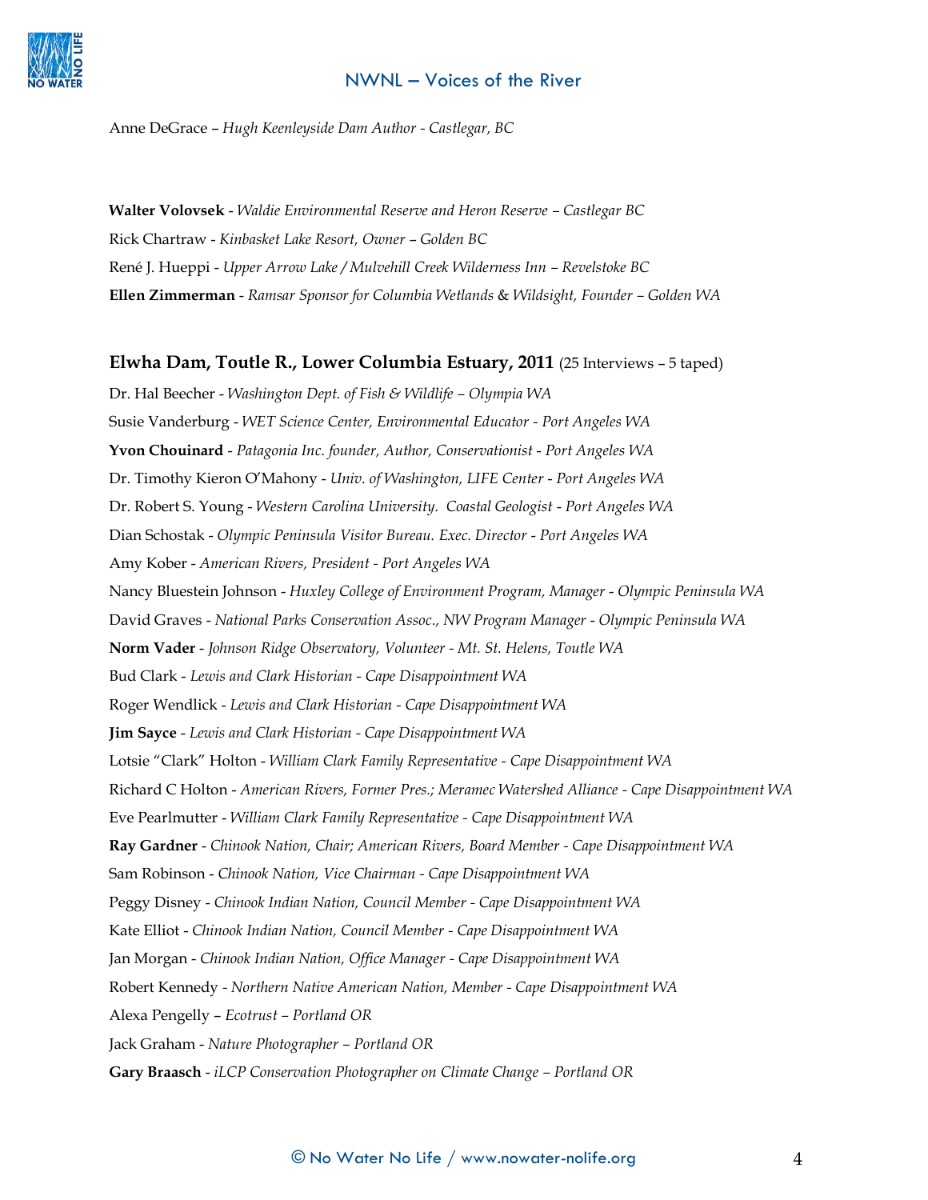Anne DeGrace – *Hugh Keenleyside Dam Author - Castlegar, BC*

**Walter Volovsek** - *Waldie Environmental Reserve and Heron Reserve – Castlegar BC*

Rick Chartraw - *Kinbasket Lake Resort, Owner – Golden BC*

René J. Hueppi - *Upper Arrow Lake / Mulvehill Creek Wilderness Inn – Revelstoke BC*

**Ellen Zimmerman** - *Ramsar Sponsor for Columbia Wetlands & Wildsight, Founder – Golden WA*

## **Elwha Dam, Toutle R., Lower Columbia Estuary, 2011** (25 Interviews – 5 taped)

Dr. Hal Beecher - *Washington Dept. of Fish & Wildlife – Olympia WA*

Susie Vanderburg - *WET Science Center, Environmental Educator - Port Angeles WA*

**Yvon Chouinard** - *Patagonia Inc. founder, Author, Conservationist - Port Angeles WA*

Dr. Timothy Kieron O'Mahony - *Univ. of Washington, LIFE Center - Port Angeles WA*

Dr. Robert S. Young - *Western Carolina University. Coastal Geologist - Port Angeles WA*

Dian Schostak - *Olympic Peninsula Visitor Bureau. Exec. Director - Port Angeles WA*

Amy Kober - *American Rivers, President - Port Angeles WA*

Nancy Bluestein Johnson - *Huxley College of Environment Program, Manager - Olympic Peninsula WA*

David Graves - *National Parks Conservation Assoc., NW Program Manager - Olympic Peninsula WA*

**Norm Vader** - *Johnson Ridge Observatory, Volunteer - Mt. St. Helens, Toutle WA*

Bud Clark - *Lewis and Clark Historian - Cape Disappointment WA*

Roger Wendlick - *Lewis and Clark Historian - Cape Disappointment WA*

**Jim Sayce** - *Lewis and Clark Historian - Cape Disappointment WA*

Lotsie "Clark" Holton - *William Clark Family Representative - Cape Disappointment WA*

Richard C Holton - *American Rivers, Former Pres.; Meramec Watershed Alliance - Cape Disappointment WA*

Eve Pearlmutter - *William Clark Family Representative - Cape Disappointment WA*

**Ray Gardner** - *Chinook Nation, Chair; American Rivers, Board Member - Cape Disappointment WA*

Sam Robinson - *Chinook Nation, Vice Chairman - Cape Disappointment WA*

Peggy Disney - *Chinook Indian Nation, Council Member - Cape Disappointment WA*

Kate Elliot - *Chinook Indian Nation, Council Member - Cape Disappointment WA*

Jan Morgan - *Chinook Indian Nation, Office Manager - Cape Disappointment WA*

Robert Kennedy - *Northern Native American Nation, Member - Cape Disappointment WA*

Alexa Pengelly – *Ecotrust – Portland OR*

Jack Graham - *Nature Photographer – Portland OR*

**Gary Braasch** - *iLCP Conservation Photographer on Climate Change – Portland OR*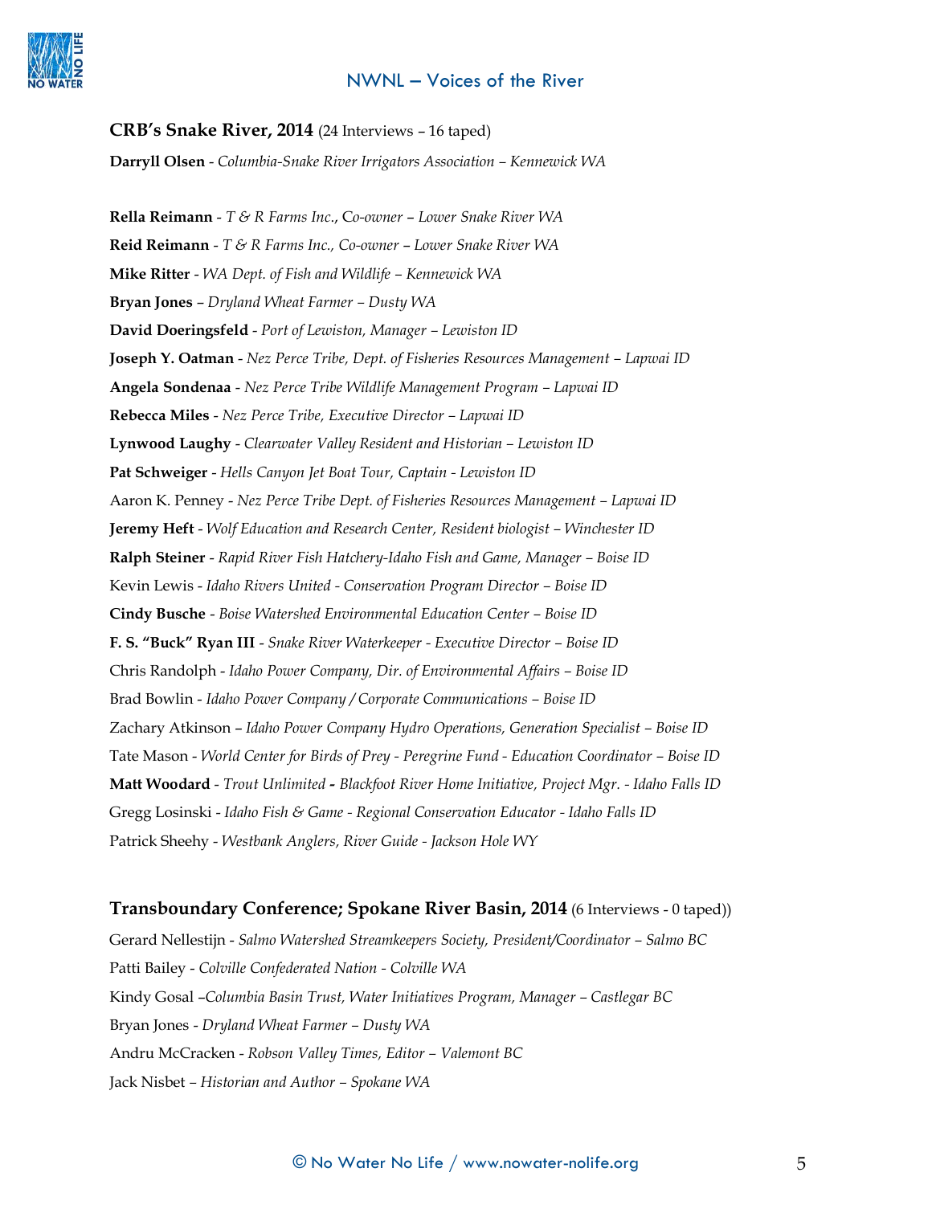**CRB's Snake River, 2014** (24 Interviews – 16 taped)

**Darryll Olsen** - *Columbia-Snake River Irrigators Association – Kennewick WA*

**Rella Reimann** - *T & R Farms Inc.*, Co-*owner* – *Lower Snake River WA*

**Reid Reimann** - *T & R Farms Inc., Co-owner – Lower Snake River WA*

**Mike Ritter** - *WA Dept. of Fish and Wildlife – Kennewick WA*

**Bryan Jones** – *Dryland Wheat Farmer – Dusty WA*

**David Doeringsfeld** - *Port of Lewiston, Manager – Lewiston ID*

**Joseph Y. Oatman** - *Nez Perce Tribe, Dept. of Fisheries Resources Management – Lapwai ID*

**Angela Sondenaa** - *Nez Perce Tribe Wildlife Management Program – Lapwai ID*

**Rebecca Miles** - *Nez Perce Tribe, Executive Director – Lapwai ID*

**Lynwood Laughy** - *Clearwater Valley Resident and Historian – Lewiston ID*

**Pat Schweiger** - *Hells Canyon Jet Boat Tour, Captain - Lewiston ID*

Aaron K. Penney - *Nez Perce Tribe Dept. of Fisheries Resources Management – Lapwai ID*

**Jeremy Heft** - *Wolf Education and Research Center, Resident biologist – Winchester ID*

**Ralph Steiner** - *Rapid River Fish Hatchery-Idaho Fish and Game, Manager – Boise ID*

Kevin Lewis - *Idaho Rivers United - Conservation Program Director – Boise ID*

**Cindy Busche** - *Boise Watershed Environmental Education Center – Boise ID*

**F. S. "Buck" Ryan III** - *Snake River Waterkeeper - Executive Director – Boise ID*

Chris Randolph - *Idaho Power Company, Dir. of Environmental Affairs – Boise ID*

Brad Bowlin - *Idaho Power Company / Corporate Communications – Boise ID*

Zachary Atkinson – *Idaho Power Company Hydro Operations, Generation Specialist – Boise ID*

Tate Mason - *World Center for Birds of Prey - Peregrine Fund - Education Coordinator – Boise ID*

**Matt Woodard** - *Trout Unlimited* **-** *Blackfoot River Home Initiative, Project Mgr. - Idaho Falls ID*

Gregg Losinski - *Idaho Fish & Game - Regional Conservation Educator - Idaho Falls ID*

Patrick Sheehy - *Westbank Anglers, River Guide - Jackson Hole WY*

**Transboundary Conference; Spokane River Basin, 2014** (6 Interviews - 0 taped))

Gerard Nellestijn - *Salmo Watershed Streamkeepers Society, President/Coordinator – Salmo BC*

Patti Bailey - *Colville Confederated Nation - Colville WA*

Kindy Gosal –*Columbia Basin Trust, Water Initiatives Program, Manager – Castlegar BC*

Bryan Jones - *Dryland Wheat Farmer – Dusty WA*

Andru McCracken - *Robson Valley Times, Editor – Valemont BC*

Jack Nisbet – *Historian and Author – Spokane WA*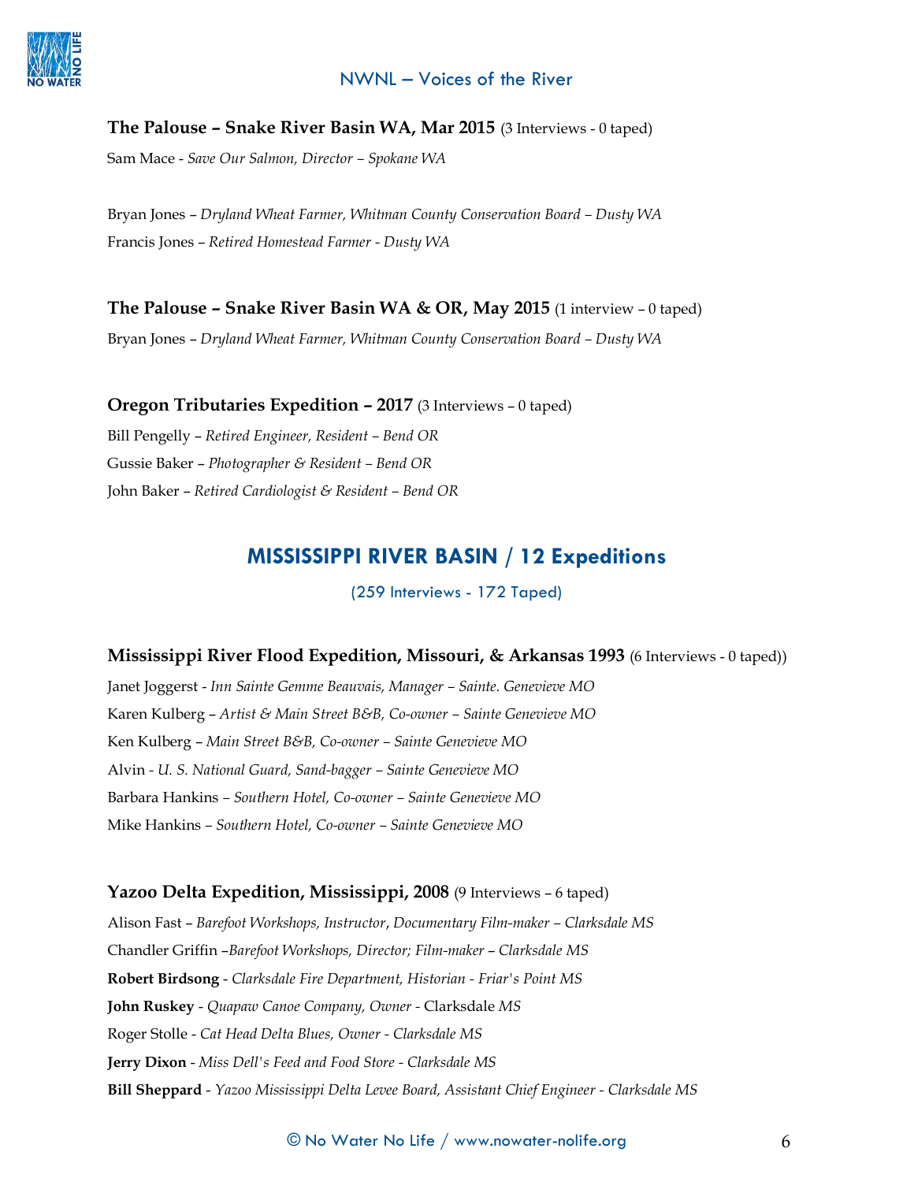**The Palouse – Snake River Basin WA, Mar 2015** (3 Interviews - 0 taped)

Sam Mace - *Save Our Salmon, Director – Spokane WA*

Bryan Jones – *Dryland Wheat Farmer, Whitman County Conservation Board – Dusty WA*

Francis Jones – *Retired Homestead Farmer - Dusty WA*

**The Palouse – Snake River Basin WA & OR, May 2015** (1 interview – 0 taped)

Bryan Jones – *Dryland Wheat Farmer, Whitman County Conservation Board – Dusty WA*

**Oregon Tributaries Expedition – 2017** (3 Interviews – 0 taped)

Bill Pengelly – *Retired Engineer, Resident – Bend OR*

Gussie Baker – *Photographer & Resident – Bend OR*

John Baker – *Retired Cardiologist & Resident – Bend OR*

## MISSISSIPPI RIVER BASIN / 12 Expeditions

(259 Interviews - 172 Taped)

**Mississippi River Flood Expedition, Missouri, & Arkansas 1993** (6 Interviews - 0 taped))

Janet Joggerst - *Inn Sainte Gemme Beauvais, Manager – Sainte. Genevieve MO*

Karen Kulberg – *Artist & Main Street B&B, Co-owner – Sainte Genevieve MO*

Ken Kulberg – *Main Street B&B, Co-owner – Sainte Genevieve MO*

Alvin - *U. S. National Guard, Sand-bagger – Sainte Genevieve MO*

Barbara Hankins – *Southern Hotel, Co-owner – Sainte Genevieve MO*

Mike Hankins – *Southern Hotel, Co-owner – Sainte Genevieve MO*

**Yazoo Delta Expedition, Mississippi, 2008** (9 Interviews – 6 taped)

Alison Fast – *Barefoot Workshops, Instructor*, *Documentary Film-maker – Clarksdale MS*

Chandler Griffin –*Barefoot Workshops, Director; Film-maker* – *Clarksdale MS*

**Robert Birdsong** - *Clarksdale Fire Department, Historian - Friar's Point MS*

**John Ruskey** - *Quapaw Canoe Company, Owner* - Clarksdale *MS*

Roger Stolle - *Cat Head Delta Blues, Owner - Clarksdale MS*

**Jerry Dixon** - *Miss Dell's Feed and Food Store - Clarksdale MS*

**Bill Sheppard** - *Yazoo Mississippi Delta Levee Board, Assistant Chief Engineer - Clarksdale MS*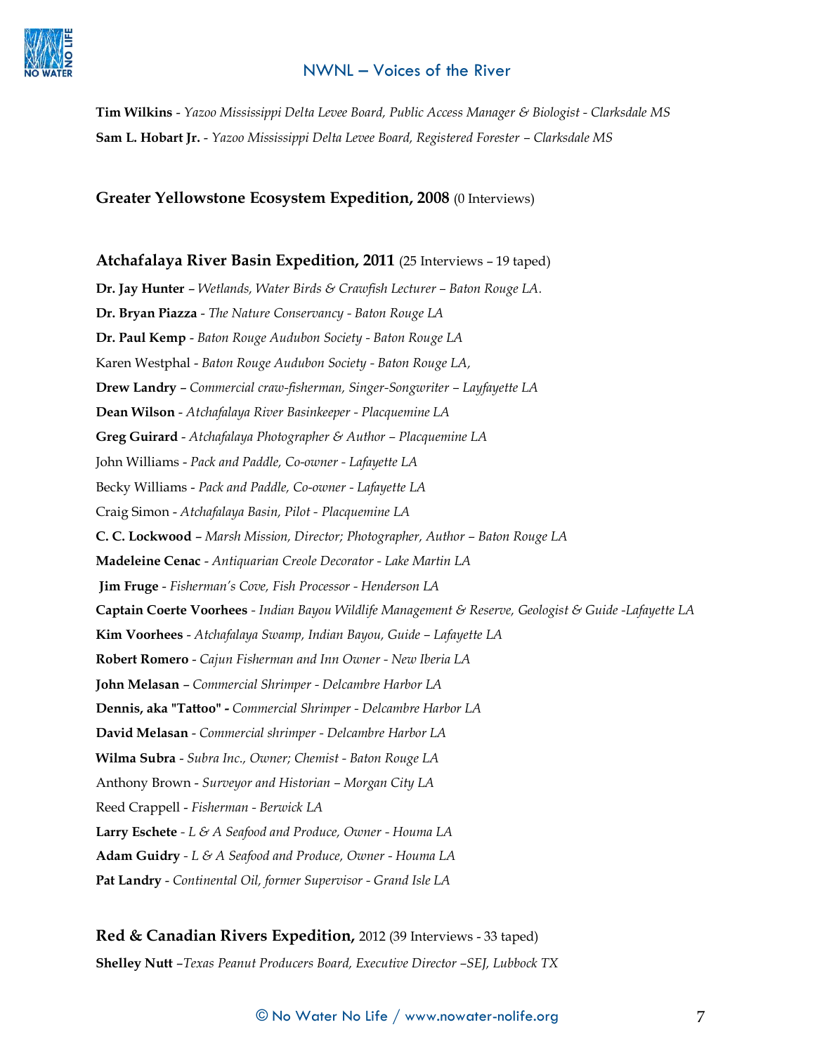**Tim Wilkins** - *Yazoo Mississippi Delta Levee Board, Public Access Manager & Biologist - Clarksdale MS*

**Sam L. Hobart Jr.** - *Yazoo Mississippi Delta Levee Board, Registered Forester – Clarksdale MS*

## Greater Yellowstone Ecosystem Expedition, 2008 (0 Interviews)

## Atchafalaya River Basin Expedition, 2011 (25 Interviews – 19 taped)

**Dr. Jay Hunter** – *Wetlands, Water Birds & Crawfish Lecturer – Baton Rouge LA.*

**Dr. Bryan Piazza** - *The Nature Conservancy - Baton Rouge LA*

**Dr. Paul Kemp** - *Baton Rouge Audubon Society - Baton Rouge LA*

Karen Westphal - *Baton Rouge Audubon Society - Baton Rouge LA,*

**Drew Landry** – *Commercial craw-fisherman, Singer-Songwriter – Layfayette LA*

**Dean Wilson** - *Atchafalaya River Basinkeeper - Placquemine LA*

**Greg Guirard** - *Atchafalaya Photographer & Author – Placquemine LA*

John Williams - *Pack and Paddle, Co-owner - Lafayette LA*

Becky Williams - *Pack and Paddle, Co-owner - Lafayette LA*

Craig Simon - *Atchafalaya Basin, Pilot - Placquemine LA*

**C. C. Lockwood** – *Marsh Mission, Director; Photographer, Author – Baton Rouge LA*

**Madeleine Cenac** - *Antiquarian Creole Decorator - Lake Martin LA*

**Jim Fruge** - *Fisherman's Cove, Fish Processor - Henderson LA*

**Captain Coerte Voorhees** - *Indian Bayou Wildlife Management & Reserve, Geologist & Guide -Lafayette LA*

**Kim Voorhees** - *Atchafalaya Swamp, Indian Bayou, Guide – Lafayette LA*

**Robert Romero** - *Cajun Fisherman and Inn Owner - New Iberia LA*

**John Melasan** – *Commercial Shrimper - Delcambre Harbor LA*

**Dennis, aka "Tattoo" -** *Commercial Shrimper - Delcambre Harbor LA*

**David Melasan** - *Commercial shrimper - Delcambre Harbor LA*

**Wilma Subra** - *Subra Inc., Owner; Chemist - Baton Rouge LA*

Anthony Brown - *Surveyor and Historian – Morgan City LA*

Reed Crappell - *Fisherman - Berwick LA*

**Larry Eschete** - *L & A Seafood and Produce, Owner - Houma LA*

**Adam Guidry** - *L & A Seafood and Produce, Owner - Houma LA*

**Pat Landry** - *Continental Oil, former Supervisor - Grand Isle LA*

## Red & Canadian Rivers Expedition, 2012 (39 Interviews - 33 taped)

**Shelley Nutt** –*Texas Peanut Producers Board, Executive Director –SEJ, Lubbock TX*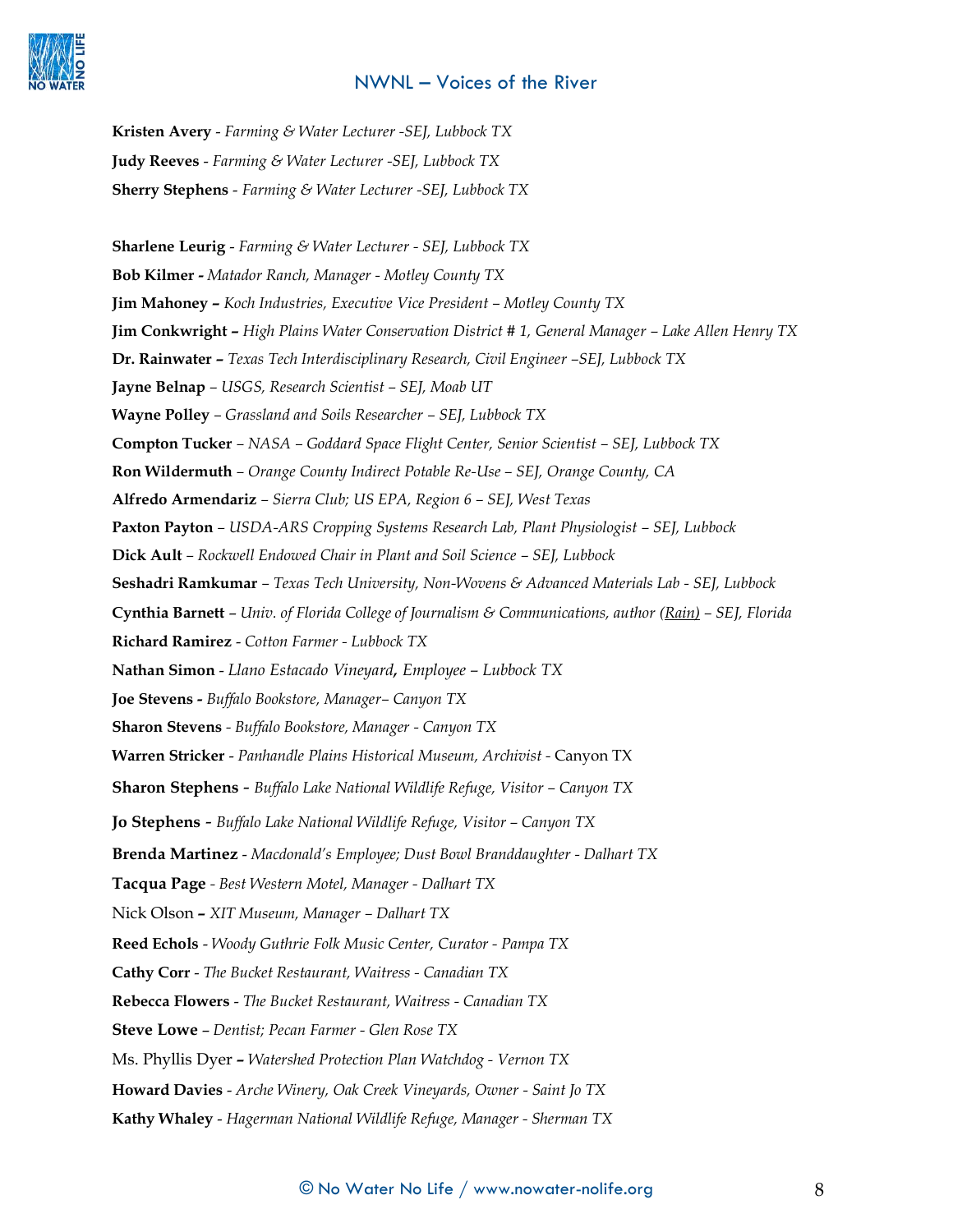**Kristen Avery** - *Farming & Water Lecturer -SEJ, Lubbock TX*

**Judy Reeves** - *Farming & Water Lecturer -SEJ, Lubbock TX*

**Sherry Stephens** - *Farming & Water Lecturer -SEJ, Lubbock TX*

**Sharlene Leurig** - *Farming & Water Lecturer - SEJ, Lubbock TX*

**Bob Kilmer -** *Matador Ranch, Manager - Motley County TX*

**Jim Mahoney –** *Koch Industries, Executive Vice President – Motley County TX*

**Jim Conkwright –** *High Plains Water Conservation District # 1, General Manager – Lake Allen Henry TX*

**Dr. Rainwater –** *Texas Tech Interdisciplinary Research, Civil Engineer –SEJ, Lubbock TX*

**Jayne Belnap** – *USGS, Research Scientist – SEJ, Moab UT*

**Wayne Polley** – *Grassland and Soils Researcher – SEJ, Lubbock TX*

**Compton Tucker** – *NASA – Goddard Space Flight Center, Senior Scientist – SEJ, Lubbock TX*

**Ron Wildermuth** – *Orange County Indirect Potable Re-Use – SEJ, Orange County, CA*

**Alfredo Armendariz** – *Sierra Club; US EPA, Region 6 – SEJ, West Texas*

**Paxton Payton** – *USDA-ARS Cropping Systems Research Lab, Plant Physiologist – SEJ, Lubbock*

**Dick Ault** – *Rockwell Endowed Chair in Plant and Soil Science – SEJ, Lubbock*

**Seshadri Ramkumar** – *Texas Tech University, Non-Wovens & Advanced Materials Lab - SEJ, Lubbock*

**Cynthia Barnett** – *Univ. of Florida College of Journalism & Communications, author (Rain) – SEJ, Florida*

**Richard Ramirez** - *Cotton Farmer - Lubbock TX*

**Nathan Simon** - *Llano Estacado Vineyard, Employee – Lubbock TX*

**Joe Stevens -** *Buffalo Bookstore, Manager– Canyon TX*

**Sharon Stevens** - *Buffalo Bookstore, Manager - Canyon TX*

**Warren Stricker** - *Panhandle Plains Historical Museum, Archivist* - Canyon TX

**Sharon Stephens -** *Buffalo Lake National Wildlife Refuge, Visitor – Canyon TX*

**Jo Stephens -** *Buffalo Lake National Wildlife Refuge, Visitor – Canyon TX*

**Brenda Martinez** - *Macdonald's Employee; Dust Bowl Branddaughter - Dalhart TX*

**Tacqua Page** - *Best Western Motel, Manager - Dalhart TX*

Nick Olson **–** *XIT Museum, Manager – Dalhart TX*

**Reed Echols** - *Woody Guthrie Folk Music Center, Curator - Pampa TX*

**Cathy Corr** - *The Bucket Restaurant, Waitress - Canadian TX*

**Rebecca Flowers** - *The Bucket Restaurant, Waitress - Canadian TX*

**Steve Lowe** – *Dentist; Pecan Farmer - Glen Rose TX*

Ms. Phyllis Dyer **–** *Watershed Protection Plan Watchdog - Vernon TX*

**Howard Davies** - *Arche Winery, Oak Creek Vineyards, Owner - Saint Jo TX*

**Kathy Whaley** - *Hagerman National Wildlife Refuge, Manager - Sherman TX*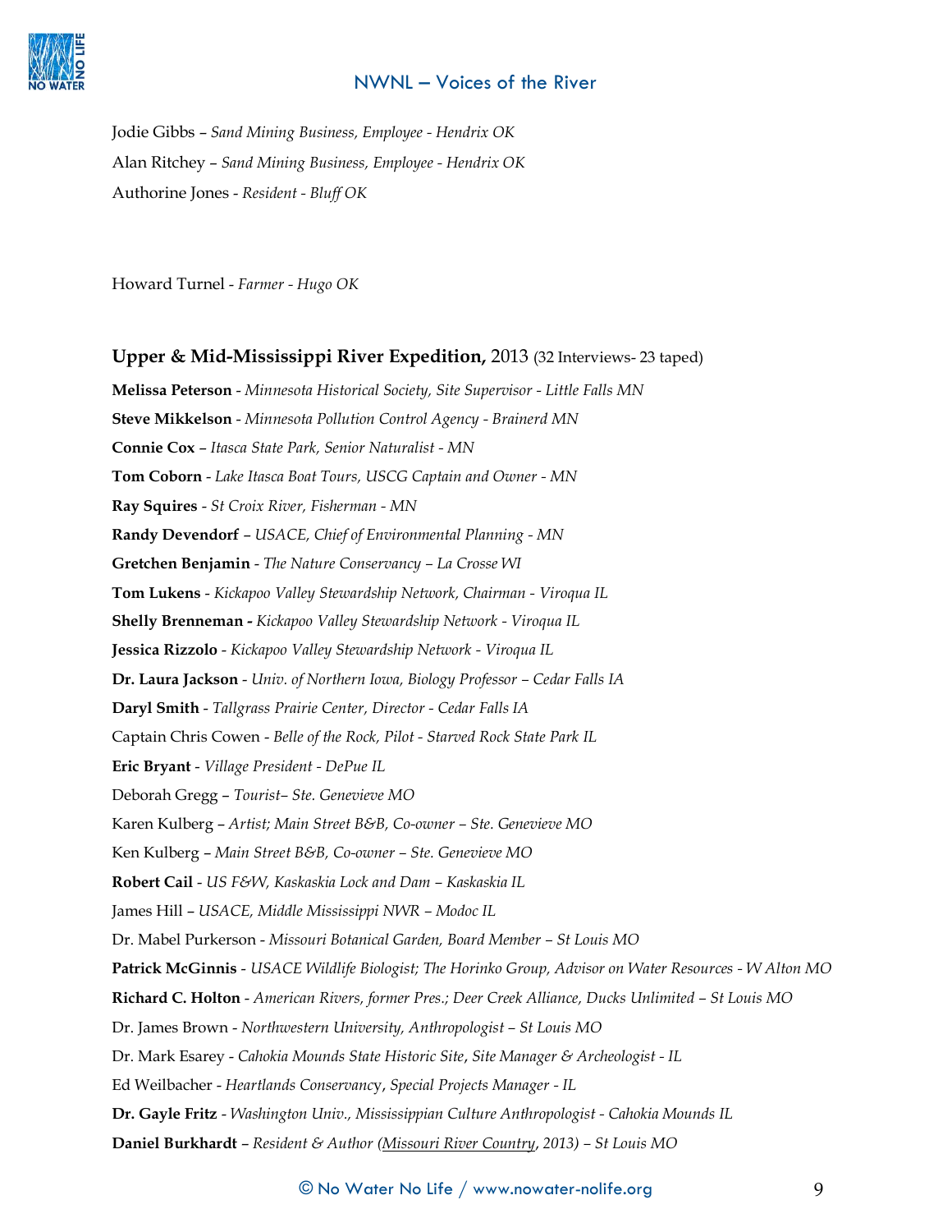Jodie Gibbs – *Sand Mining Business, Employee - Hendrix OK*

Alan Ritchey – *Sand Mining Business, Employee - Hendrix OK*

Authorine Jones - *Resident - Bluff OK*

Howard Turnel - *Farmer - Hugo OK*

**Upper & Mid-Mississippi River Expedition,** 2013 (32 Interviews- 23 taped)

**Melissa Peterson** - *Minnesota Historical Society, Site Supervisor - Little Falls MN*

**Steve Mikkelson** - *Minnesota Pollution Control Agency - Brainerd MN*

**Connie Cox** – *Itasca State Park, Senior Naturalist - MN*

**Tom Coborn** - *Lake Itasca Boat Tours, USCG Captain and Owner - MN*

**Ray Squires** - *St Croix River, Fisherman - MN*

**Randy Devendorf** – *USACE, Chief of Environmental Planning - MN*

**Gretchen Benjamin** - *The Nature Conservancy – La Crosse WI*

**Tom Lukens** - *Kickapoo Valley Stewardship Network, Chairman - Viroqua IL*

**Shelly Brenneman -** *Kickapoo Valley Stewardship Network - Viroqua IL*

**Jessica Rizzolo** - *Kickapoo Valley Stewardship Network - Viroqua IL*

**Dr. Laura Jackson** - *Univ. of Northern Iowa, Biology Professor – Cedar Falls IA*

**Daryl Smith** - *Tallgrass Prairie Center, Director - Cedar Falls IA*

Captain Chris Cowen - *Belle of the Rock, Pilot - Starved Rock State Park IL*

**Eric Bryant** - *Village President - DePue IL*

Deborah Gregg – *Tourist– Ste. Genevieve MO*

Karen Kulberg – *Artist; Main Street B&B, Co-owner – Ste. Genevieve MO*

Ken Kulberg – *Main Street B&B, Co-owner – Ste. Genevieve MO*

**Robert Cail** - *US F&W, Kaskaskia Lock and Dam – Kaskaskia IL*

James Hill – *USACE, Middle Mississippi NWR – Modoc IL*

Dr. Mabel Purkerson - *Missouri Botanical Garden, Board Member – St Louis MO*

**Patrick McGinnis** - *USACE Wildlife Biologist; The Horinko Group, Advisor on Water Resources - W Alton MO*

**Richard C. Holton** - *American Rivers, former Pres.; Deer Creek Alliance, Ducks Unlimited – St Louis MO*

Dr. James Brown - *Northwestern University, Anthropologist – St Louis MO*

Dr. Mark Esarey - *Cahokia Mounds State Historic Site, Site Manager & Archeologist - IL*

Ed Weilbacher - *Heartlands Conservancy, Special Projects Manager - IL*

**Dr. Gayle Fritz** - *Washington Univ., Mississippian Culture Anthropologist - Cahokia Mounds IL*

**Daniel Burkhardt** – *Resident & Author (<u>Missouri River Country</u>, 2013) – St Louis MO*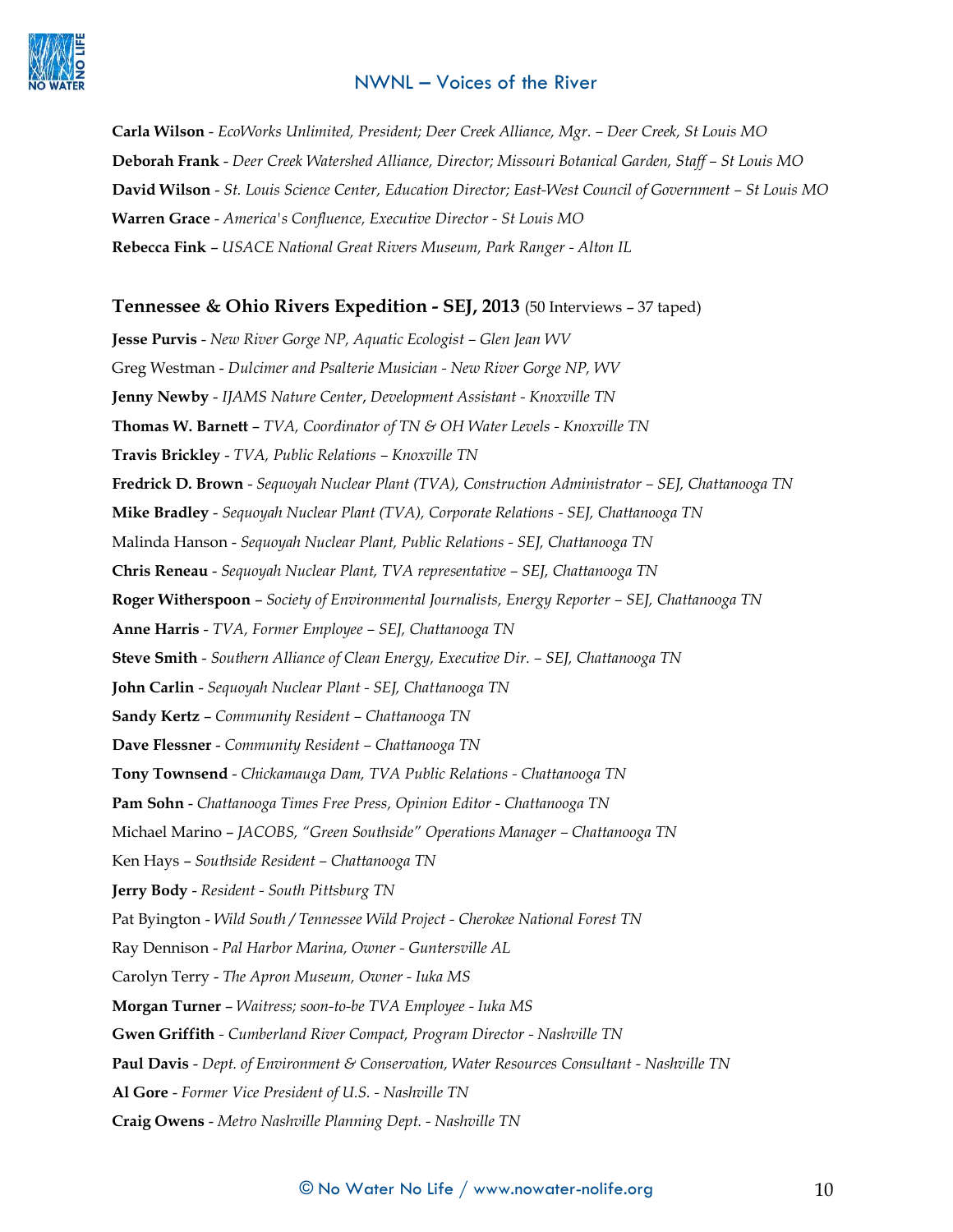**Carla Wilson** - *EcoWorks Unlimited, President; Deer Creek Alliance, Mgr. – Deer Creek, St Louis MO*

**Deborah Frank** - *Deer Creek Watershed Alliance, Director; Missouri Botanical Garden, Staff – St Louis MO*

**David Wilson** - *St. Louis Science Center, Education Director; East-West Council of Government – St Louis MO*

**Warren Grace** - *America's Confluence, Executive Director - St Louis MO*

**Rebecca Fink** – *USACE National Great Rivers Museum, Park Ranger - Alton IL*

## Tennessee & Ohio Rivers Expedition - SEJ, 2013 (50 Interviews – 37 taped)

**Jesse Purvis** - *New River Gorge NP, Aquatic Ecologist – Glen Jean WV*

Greg Westman - *Dulcimer and Psalterie Musician - New River Gorge NP, WV*

**Jenny Newby** - *IJAMS Nature Center*, *Development Assistant - Knoxville TN*

**Thomas W. Barnett** – *TVA, Coordinator of TN & OH Water Levels - Knoxville TN*

**Travis Brickley** - *TVA, Public Relations – Knoxville TN*

**Fredrick D. Brown** - *Sequoyah Nuclear Plant (TVA), Construction Administrator – SEJ, Chattanooga TN*

**Mike Bradley** - *Sequoyah Nuclear Plant (TVA), Corporate Relations - SEJ, Chattanooga TN*

Malinda Hanson - *Sequoyah Nuclear Plant, Public Relations - SEJ, Chattanooga TN*

**Chris Reneau** - *Sequoyah Nuclear Plant, TVA representative – SEJ, Chattanooga TN*

**Roger Witherspoon** – *Society of Environmental Journalists, Energy Reporter – SEJ, Chattanooga TN*

**Anne Harris** - *TVA, Former Employee – SEJ, Chattanooga TN*

**Steve Smith** - *Southern Alliance of Clean Energy, Executive Dir. – SEJ, Chattanooga TN*

**John Carlin** - *Sequoyah Nuclear Plant - SEJ, Chattanooga TN*

**Sandy Kertz** – *Community Resident – Chattanooga TN*

**Dave Flessner** - *Community Resident – Chattanooga TN*

**Tony Townsend** - *Chickamauga Dam, TVA Public Relations - Chattanooga TN*

**Pam Sohn** - *Chattanooga Times Free Press, Opinion Editor - Chattanooga TN*

Michael Marino – *JACOBS, "Green Southside" Operations Manager – Chattanooga TN*

Ken Hays – *Southside Resident – Chattanooga TN*

**Jerry Body** - *Resident - South Pittsburg TN*

Pat Byington - *Wild South / Tennessee Wild Project - Cherokee National Forest TN*

Ray Dennison - *Pal Harbor Marina, Owner - Guntersville AL*

Carolyn Terry - *The Apron Museum, Owner - Iuka MS*

**Morgan Turner** – *Waitress; soon-to-be TVA Employee - Iuka MS*

**Gwen Griffith** - *Cumberland River Compact, Program Director - Nashville TN*

**Paul Davis** - *Dept. of Environment & Conservation, Water Resources Consultant - Nashville TN*

**Al Gore** - *Former Vice President of U.S. - Nashville TN*

**Craig Owens** - *Metro Nashville Planning Dept. - Nashville TN*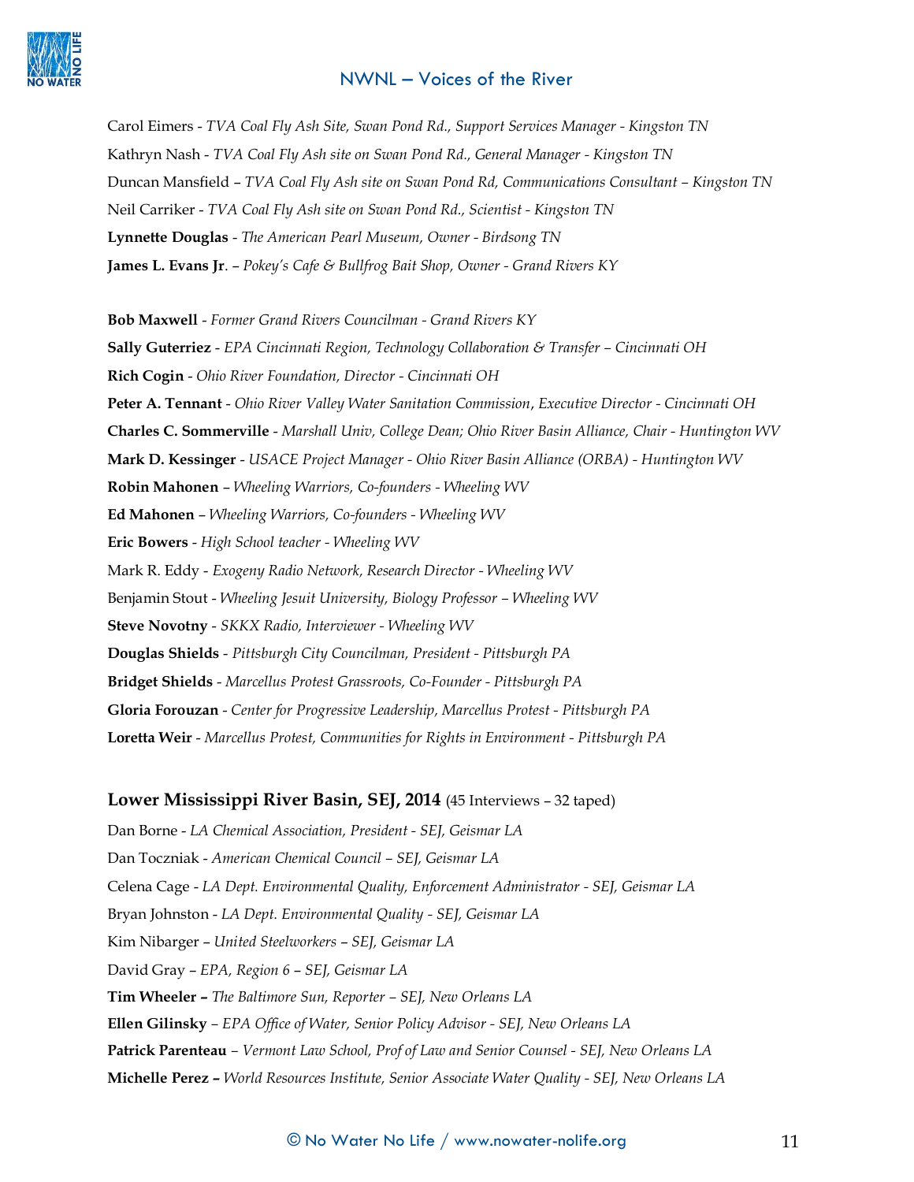Carol Eimers - *TVA Coal Fly Ash Site, Swan Pond Rd., Support Services Manager - Kingston TN*

Kathryn Nash - *TVA Coal Fly Ash site on Swan Pond Rd., General Manager - Kingston TN*

Duncan Mansfield – *TVA Coal Fly Ash site on Swan Pond Rd, Communications Consultant – Kingston TN*

Neil Carriker - *TVA Coal Fly Ash site on Swan Pond Rd., Scientist - Kingston TN*

**Lynnette Douglas** - *The American Pearl Museum, Owner - Birdsong TN*

**James L. Evans Jr**. – *Pokey's Cafe & Bullfrog Bait Shop, Owner - Grand Rivers KY*

**Bob Maxwell** - *Former Grand Rivers Councilman - Grand Rivers KY*

**Sally Guterriez** - *EPA Cincinnati Region, Technology Collaboration & Transfer – Cincinnati OH*

**Rich Cogin** - *Ohio River Foundation, Director - Cincinnati OH*

**Peter A. Tennant** - *Ohio River Valley Water Sanitation Commission*, *Executive Director - Cincinnati OH*

**Charles C. Sommerville** - *Marshall Univ, College Dean; Ohio River Basin Alliance, Chair - Huntington WV*

**Mark D. Kessinger** - *USACE Project Manager - Ohio River Basin Alliance (ORBA) - Huntington WV*

**Robin Mahonen** – *Wheeling Warriors, Co-founders - Wheeling WV*

**Ed Mahonen** – *Wheeling Warriors, Co-founders - Wheeling WV*

**Eric Bowers** - *High School teacher - Wheeling WV*

Mark R. Eddy - *Exogeny Radio Network, Research Director - Wheeling WV*

Benjamin Stout - *Wheeling Jesuit University, Biology Professor – Wheeling WV*

**Steve Novotny** - *SKKX Radio, Interviewer - Wheeling WV*

**Douglas Shields** - *Pittsburgh City Councilman, President - Pittsburgh PA*

**Bridget Shields** - *Marcellus Protest Grassroots, Co-Founder - Pittsburgh PA*

**Gloria Forouzan** - *Center for Progressive Leadership, Marcellus Protest - Pittsburgh PA*

**Loretta Weir** - *Marcellus Protest, Communities for Rights in Environment - Pittsburgh PA*

### **Lower Mississippi River Basin, SEJ, 2014** (45 Interviews – 32 taped)

Dan Borne - *LA Chemical Association, President - SEJ, Geismar LA*

Dan Toczniak - *American Chemical Council – SEJ, Geismar LA*

Celena Cage - *LA Dept. Environmental Quality, Enforcement Administrator - SEJ, Geismar LA*

Bryan Johnston - *LA Dept. Environmental Quality - SEJ, Geismar LA*

Kim Nibarger – *United Steelworkers – SEJ, Geismar LA*

David Gray – *EPA, Region 6 – SEJ, Geismar LA*

**Tim Wheeler –** *The Baltimore Sun, Reporter – SEJ, New Orleans LA*

**Ellen Gilinsky** – *EPA Office of Water, Senior Policy Advisor - SEJ, New Orleans LA*

**Patrick Parenteau** – *Vermont Law School, Prof of Law and Senior Counsel - SEJ, New Orleans LA*

**Michelle Perez –** *World Resources Institute, Senior Associate Water Quality - SEJ, New Orleans LA*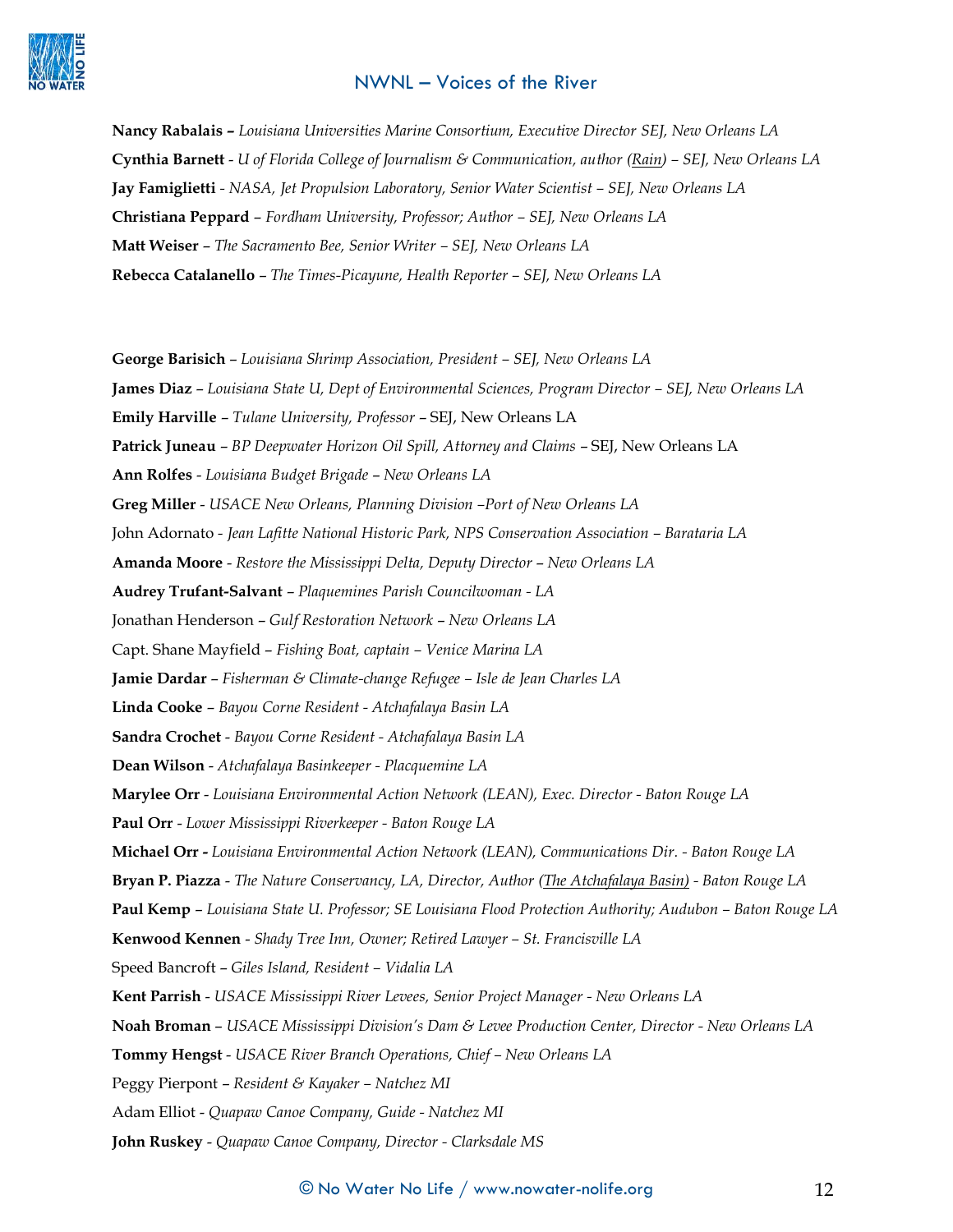**Nancy Rabalais –** *Louisiana Universities Marine Consortium, Executive Director SEJ, New Orleans LA*

**Cynthia Barnett** - *U of Florida College of Journalism & Communication, author (Rain) – SEJ, New Orleans LA*

**Jay Famiglietti** - *NASA, Jet Propulsion Laboratory, Senior Water Scientist – SEJ, New Orleans LA*

**Christiana Peppard** – *Fordham University, Professor; Author – SEJ, New Orleans LA*

**Matt Weiser** – *The Sacramento Bee, Senior Writer – SEJ, New Orleans LA*

**Rebecca Catalanello** – *The Times-Picayune, Health Reporter – SEJ, New Orleans LA*

**George Barisich** – *Louisiana Shrimp Association, President – SEJ, New Orleans LA*

**James Diaz** – *Louisiana State U, Dept of Environmental Sciences, Program Director – SEJ, New Orleans LA*

**Emily Harville** – *Tulane University, Professor* – SEJ, New Orleans LA

**Patrick Juneau** – *BP Deepwater Horizon Oil Spill, Attorney and Claims* – SEJ, New Orleans LA

**Ann Rolfes** - *Louisiana Budget Brigade – New Orleans LA*

**Greg Miller** - *USACE New Orleans, Planning Division –Port of New Orleans LA*

John Adornato - *Jean Lafitte National Historic Park, NPS Conservation Association – Barataria LA*

**Amanda Moore** - *Restore the Mississippi Delta, Deputy Director – New Orleans LA*

**Audrey Trufant-Salvant** – *Plaquemines Parish Councilwoman - LA*

Jonathan Henderson – *Gulf Restoration Network – New Orleans LA*

Capt. Shane Mayfield – *Fishing Boat, captain – Venice Marina LA*

**Jamie Dardar** – *Fisherman & Climate-change Refugee – Isle de Jean Charles LA*

**Linda Cooke** – *Bayou Corne Resident - Atchafalaya Basin LA*

**Sandra Crochet** - *Bayou Corne Resident - Atchafalaya Basin LA*

**Dean Wilson** - *Atchafalaya Basinkeeper - Placquemine LA*

**Marylee Orr** - *Louisiana Environmental Action Network (LEAN), Exec. Director - Baton Rouge LA*

**Paul Orr** - *Lower Mississippi Riverkeeper - Baton Rouge LA*

**Michael Orr -** *Louisiana Environmental Action Network (LEAN), Communications Dir. - Baton Rouge LA*

**Bryan P. Piazza** - *The Nature Conservancy, LA, Director, Author (The Atchafalaya Basin) - Baton Rouge LA*

**Paul Kemp** – *Louisiana State U. Professor; SE Louisiana Flood Protection Authority; Audubon – Baton Rouge LA*

**Kenwood Kennen** - *Shady Tree Inn, Owner; Retired Lawyer – St. Francisville LA*

Speed Bancroft – *Giles Island, Resident – Vidalia LA*

**Kent Parrish** - *USACE Mississippi River Levees, Senior Project Manager - New Orleans LA*

**Noah Broman** – *USACE Mississippi Division's Dam & Levee Production Center, Director - New Orleans LA*

**Tommy Hengst** - *USACE River Branch Operations, Chief – New Orleans LA*

Peggy Pierpont – *Resident & Kayaker – Natchez MI*

Adam Elliot - *Quapaw Canoe Company, Guide - Natchez MI*

**John Ruskey** - *Quapaw Canoe Company, Director - Clarksdale MS*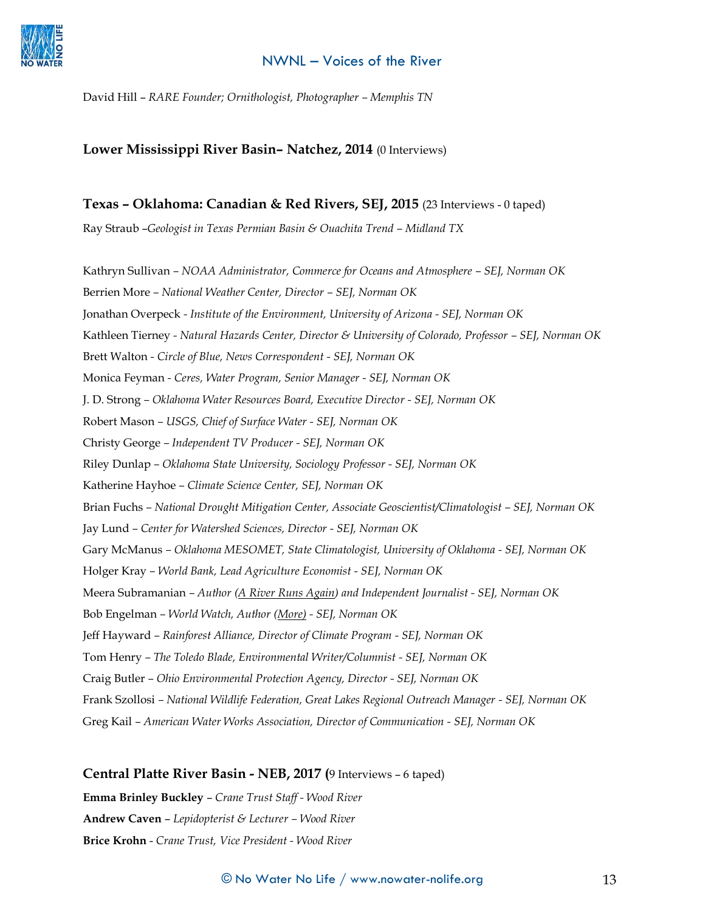David Hill – *RARE Founder; Ornithologist, Photographer – Memphis TN*

**Lower Mississippi River Basin– Natchez, 2014** (0 Interviews)

**Texas – Oklahoma: Canadian & Red Rivers, SEJ, 2015** (23 Interviews - 0 taped)

Ray Straub –*Geologist in Texas Permian Basin & Ouachita Trend – Midland TX*

Kathryn Sullivan – *NOAA Administrator, Commerce for Oceans and Atmosphere – SEJ, Norman OK*

Berrien More – *National Weather Center, Director – SEJ, Norman OK*

Jonathan Overpeck - *Institute of the Environment, University of Arizona - SEJ, Norman OK*

Kathleen Tierney - *Natural Hazards Center, Director & University of Colorado, Professor – SEJ, Norman OK*

Brett Walton - *Circle of Blue, News Correspondent - SEJ, Norman OK*

Monica Feyman - *Ceres, Water Program, Senior Manager - SEJ, Norman OK*

J. D. Strong – *Oklahoma Water Resources Board, Executive Director - SEJ, Norman OK*

Robert Mason – *USGS, Chief of Surface Water - SEJ, Norman OK*

Christy George – *Independent TV Producer - SEJ, Norman OK*

Riley Dunlap – *Oklahoma State University, Sociology Professor - SEJ, Norman OK*

Katherine Hayhoe – *Climate Science Center, SEJ, Norman OK*

Brian Fuchs – *National Drought Mitigation Center, Associate Geoscientist/Climatologist – SEJ, Norman OK*

Jay Lund – *Center for Watershed Sciences, Director - SEJ, Norman OK*

Gary McManus – *Oklahoma MESOMET, State Climatologist, University of Oklahoma - SEJ, Norman OK*

Holger Kray – *World Bank, Lead Agriculture Economist - SEJ, Norman OK*

Meera Subramanian – *Author (A River Runs Again) and Independent Journalist - SEJ, Norman OK*

Bob Engelman – *World Watch, Author (More) - SEJ, Norman OK*

Jeff Hayward – *Rainforest Alliance, Director of Climate Program - SEJ, Norman OK*

Tom Henry – *The Toledo Blade, Environmental Writer/Columnist - SEJ, Norman OK*

Craig Butler – *Ohio Environmental Protection Agency, Director - SEJ, Norman OK*

Frank Szollosi – *National Wildlife Federation, Great Lakes Regional Outreach Manager - SEJ, Norman OK*

Greg Kail – *American Water Works Association, Director of Communication - SEJ, Norman OK*

**Central Platte River Basin - NEB, 2017 (**9 Interviews – 6 taped)

**Emma Brinley Buckley** – *Crane Trust Staff - Wood River*

**Andrew Caven** – *Lepidopterist & Lecturer – Wood River*

**Brice Krohn** - *Crane Trust, Vice President - Wood River*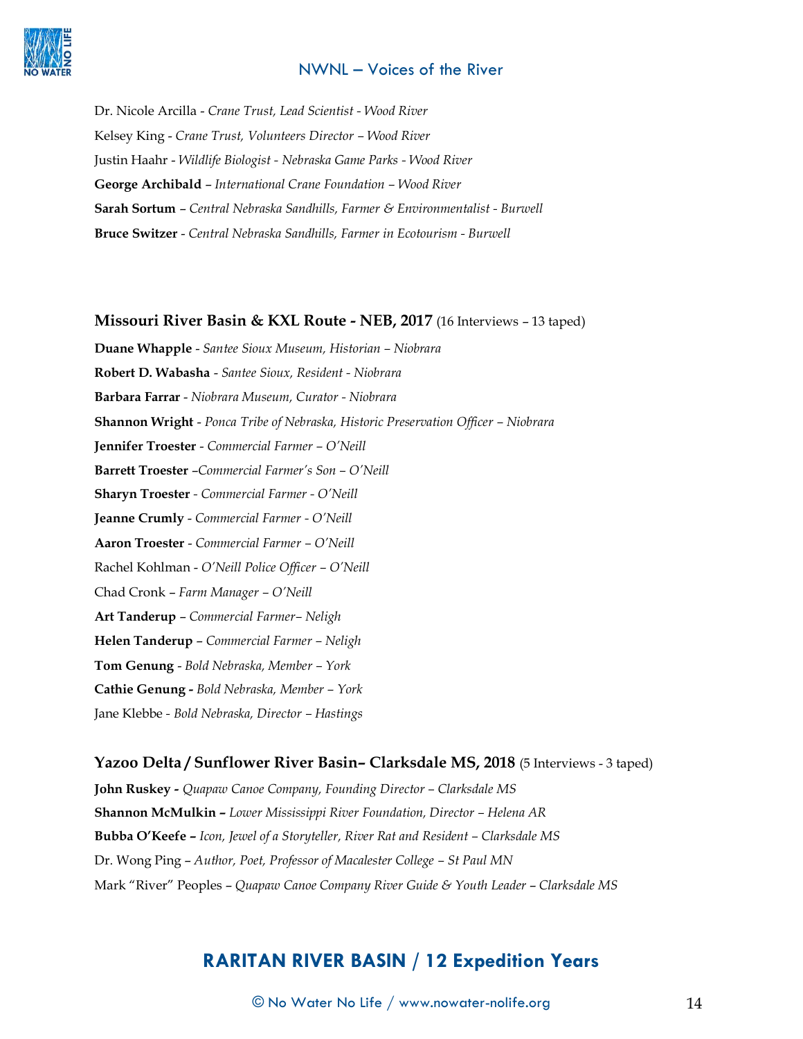Dr. Nicole Arcilla - *Crane Trust, Lead Scientist - Wood River*

Kelsey King - *Crane Trust, Volunteers Director – Wood River*

Justin Haahr - *Wildlife Biologist - Nebraska Game Parks - Wood River*

**George Archibald** – *International Crane Foundation – Wood River*

**Sarah Sortum** – *Central Nebraska Sandhills, Farmer & Environmentalist - Burwell*

**Bruce Switzer** - *Central Nebraska Sandhills, Farmer in Ecotourism - Burwell*

### Missouri River Basin & KXL Route - NEB, 2017 (16 Interviews – 13 taped)

**Duane Whapple** - *Santee Sioux Museum, Historian – Niobrara*

**Robert D. Wabasha** - *Santee Sioux, Resident - Niobrara*

**Barbara Farrar** - *Niobrara Museum, Curator - Niobrara*

**Shannon Wright** - *Ponca Tribe of Nebraska, Historic Preservation Officer – Niobrara*

**Jennifer Troester** - *Commercial Farmer – O'Neill*

**Barrett Troester** –*Commercial Farmer's Son – O'Neill*

**Sharyn Troester** - *Commercial Farmer - O'Neill*

**Jeanne Crumly** - *Commercial Farmer - O'Neill*

**Aaron Troester** - *Commercial Farmer – O'Neill*

Rachel Kohlman - *O'Neill Police Officer – O'Neill*

Chad Cronk – *Farm Manager – O'Neill*

**Art Tanderup** – *Commercial Farmer– Neligh*

**Helen Tanderup** – *Commercial Farmer – Neligh*

**Tom Genung** - *Bold Nebraska, Member – York*

**Cathie Genung -** *Bold Nebraska, Member – York*

Jane Klebbe - *Bold Nebraska, Director – Hastings*

### Yazoo Delta / Sunflower River Basin– Clarksdale MS, 2018 (5 Interviews - 3 taped)

**John Ruskey -** *Quapaw Canoe Company, Founding Director – Clarksdale MS*

**Shannon McMulkin –** *Lower Mississippi River Foundation, Director – Helena AR*

**Bubba O'Keefe –** *Icon, Jewel of a Storyteller, River Rat and Resident – Clarksdale MS*

Dr. Wong Ping – *Author, Poet, Professor of Macalester College – St Paul MN*

Mark "River" Peoples – *Quapaw Canoe Company River Guide & Youth Leader – Clarksdale MS*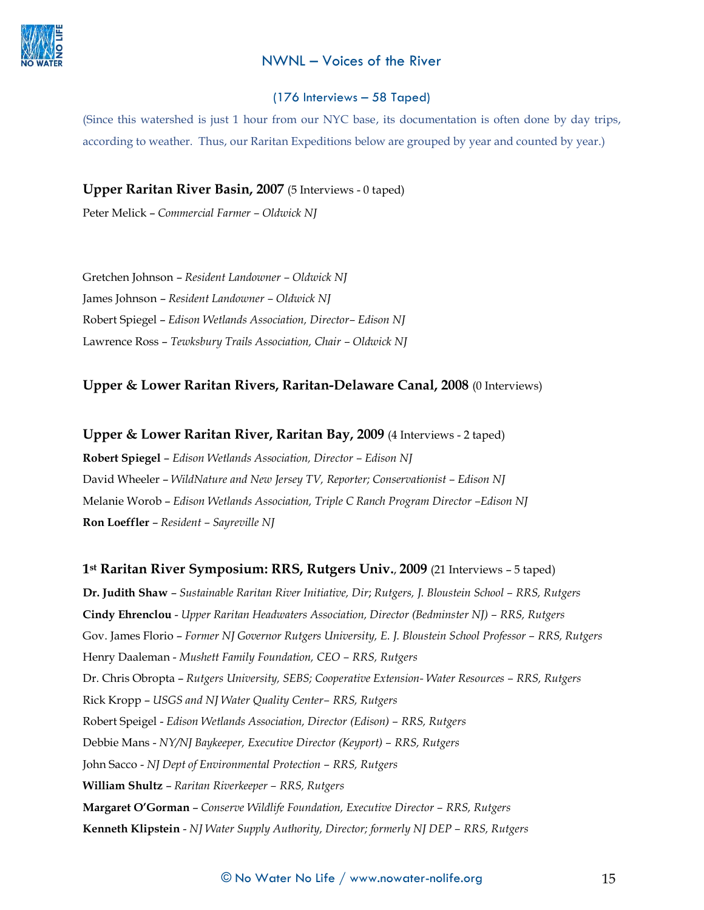## NWNL – Voices of the River

### (176 Interviews – 58 Taped)

(Since this watershed is just 1 hour from our NYC base, its documentation is often done by day trips, according to weather. Thus, our Raritan Expeditions below are grouped by year and counted by year.)

**Upper Raritan River Basin, 2007** (5 Interviews - 0 taped)

Peter Melick – *Commercial Farmer – Oldwick NJ*

Gretchen Johnson – *Resident Landowner – Oldwick NJ*

James Johnson – *Resident Landowner – Oldwick NJ*

Robert Spiegel – *Edison Wetlands Association, Director– Edison NJ*

Lawrence Ross – *Tewksbury Trails Association, Chair – Oldwick NJ*

**Upper & Lower Raritan Rivers, Raritan-Delaware Canal, 2008** (0 Interviews)

**Upper & Lower Raritan River, Raritan Bay, 2009** (4 Interviews - 2 taped)

**Robert Spiegel** – *Edison Wetlands Association, Director – Edison NJ*

David Wheeler – *WildNature and New Jersey TV, Reporter; Conservationist – Edison NJ*

Melanie Worob – *Edison Wetlands Association, Triple C Ranch Program Director –Edison NJ*

**Ron Loeffler** – *Resident – Sayreville NJ*

**1st Raritan River Symposium: RRS, Rutgers Univ., 2009** (21 Interviews – 5 taped)

**Dr. Judith Shaw** – *Sustainable Raritan River Initiative, Dir; Rutgers, J. Bloustein School – RRS, Rutgers*

**Cindy Ehrenclou** - *Upper Raritan Headwaters Association, Director (Bedminster NJ) – RRS, Rutgers*

Gov. James Florio – *Former NJ Governor Rutgers University, E. J. Bloustein School Professor – RRS, Rutgers*

Henry Daaleman - *Mushett Family Foundation, CEO – RRS, Rutgers*

Dr. Chris Obropta – *Rutgers University, SEBS; Cooperative Extension- Water Resources – RRS, Rutgers*

Rick Kropp – *USGS and NJ Water Quality Center– RRS, Rutgers*

Robert Speigel - *Edison Wetlands Association, Director (Edison) – RRS, Rutgers*

Debbie Mans - *NY/NJ Baykeeper, Executive Director (Keyport) – RRS, Rutgers*

John Sacco - *NJ Dept of Environmental Protection – RRS, Rutgers*

**William Shultz** – *Raritan Riverkeeper – RRS, Rutgers*

**Margaret O'Gorman** – *Conserve Wildlife Foundation, Executive Director – RRS, Rutgers*

**Kenneth Klipstein** - *NJ Water Supply Authority, Director; formerly NJ DEP – RRS, Rutgers*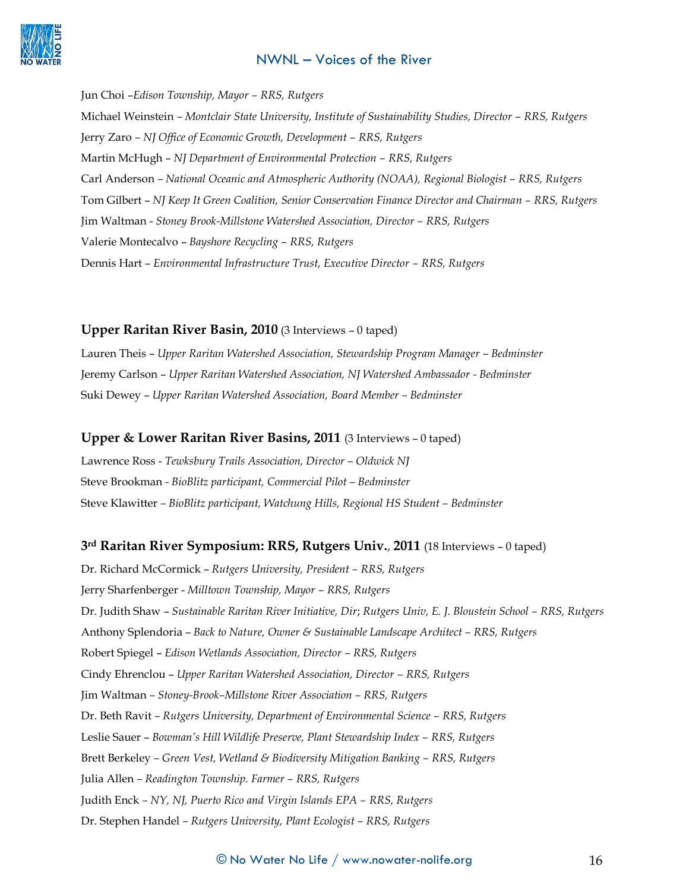Jun Choi –*Edison Township, Mayor – RRS, Rutgers*

Michael Weinstein – *Montclair State University, Institute of Sustainability Studies, Director – RRS, Rutgers*

Jerry Zaro – *NJ Office of Economic Growth, Development – RRS, Rutgers*

Martin McHugh – *NJ Department of Environmental Protection – RRS, Rutgers*

Carl Anderson – *National Oceanic and Atmospheric Authority (NOAA), Regional Biologist – RRS, Rutgers*

Tom Gilbert – *NJ Keep It Green Coalition, Senior Conservation Finance Director and Chairman – RRS, Rutgers*

Jim Waltman - *Stoney Brook-Millstone Watershed Association, Director – RRS, Rutgers*

Valerie Montecalvo – *Bayshore Recycling – RRS, Rutgers*

Dennis Hart – *Environmental Infrastructure Trust, Executive Director – RRS, Rutgers*

### **Upper Raritan River Basin, 2010** (3 Interviews – 0 taped)

Lauren Theis – *Upper Raritan Watershed Association, Stewardship Program Manager – Bedminster*

Jeremy Carlson – *Upper Raritan Watershed Association, NJ Watershed Ambassador - Bedminster*

Suki Dewey – *Upper Raritan Watershed Association, Board Member – Bedminster*

### **Upper & Lower Raritan River Basins, 2011** (3 Interviews – 0 taped)

Lawrence Ross - *Tewksbury Trails Association, Director – Oldwick NJ*

Steve Brookman - *BioBlitz participant, Commercial Pilot – Bedminster*

Steve Klawitter – *BioBlitz participant, Watchung Hills, Regional HS Student – Bedminster*

### **3rd Raritan River Symposium: RRS, Rutgers Univ., 2011** (18 Interviews – 0 taped)

Dr. Richard McCormick – *Rutgers University, President – RRS, Rutgers*

Jerry Sharfenberger - *Milltown Township, Mayor – RRS, Rutgers*

Dr. Judith Shaw – *Sustainable Raritan River Initiative, Dir*; *Rutgers Univ, E. J. Bloustein School – RRS, Rutgers*

Anthony Splendoria – *Back to Nature, Owner & Sustainable Landscape Architect – RRS, Rutgers*

Robert Spiegel – *Edison Wetlands Association, Director – RRS, Rutgers*

Cindy Ehrenclou – *Upper Raritan Watershed Association, Director – RRS, Rutgers*

Jim Waltman – *Stoney-Brook–Millstone River Association – RRS, Rutgers*

Dr. Beth Ravit – *Rutgers University, Department of Environmental Science – RRS, Rutgers*

Leslie Sauer – *Bowman's Hill Wildlife Preserve, Plant Stewardship Index – RRS, Rutgers*

Brett Berkeley – *Green Vest, Wetland & Biodiversity Mitigation Banking – RRS, Rutgers*

Julia Allen – *Readington Township. Farmer – RRS, Rutgers*

Judith Enck – *NY, NJ, Puerto Rico and Virgin Islands EPA – RRS, Rutgers*

Dr. Stephen Handel – *Rutgers University, Plant Ecologist – RRS, Rutgers*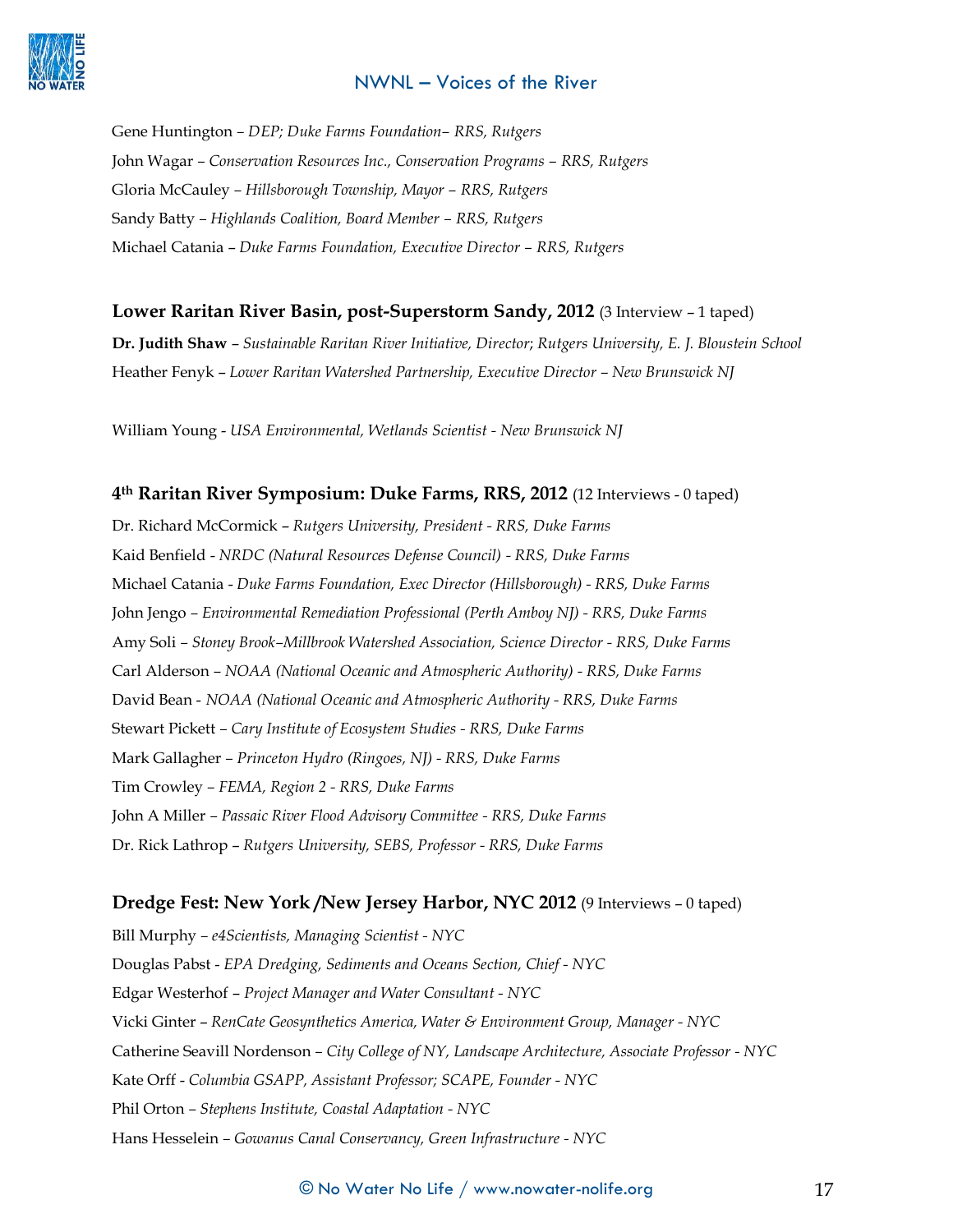Gene Huntington – *DEP; Duke Farms Foundation– RRS, Rutgers*

John Wagar – *Conservation Resources Inc., Conservation Programs – RRS, Rutgers*

Gloria McCauley – *Hillsborough Township, Mayor – RRS, Rutgers*

Sandy Batty – *Highlands Coalition, Board Member – RRS, Rutgers*

Michael Catania – *Duke Farms Foundation, Executive Director – RRS, Rutgers*

**Lower Raritan River Basin, post-Superstorm Sandy, 2012** (3 Interview – 1 taped)

**Dr. Judith Shaw** – *Sustainable Raritan River Initiative, Director*; *Rutgers University, E. J. Bloustein School*

Heather Fenyk – *Lower Raritan Watershed Partnership, Executive Director – New Brunswick NJ*

William Young - *USA Environmental, Wetlands Scientist - New Brunswick NJ*

**4th Raritan River Symposium: Duke Farms, RRS, 2012** (12 Interviews - 0 taped)

Dr. Richard McCormick – *Rutgers University, President - RRS, Duke Farms*

Kaid Benfield - *NRDC (Natural Resources Defense Council) - RRS, Duke Farms*

Michael Catania - *Duke Farms Foundation, Exec Director (Hillsborough) - RRS, Duke Farms*

John Jengo – *Environmental Remediation Professional (Perth Amboy NJ) - RRS, Duke Farms*

Amy Soli – *Stoney Brook–Millbrook Watershed Association, Science Director - RRS, Duke Farms*

Carl Alderson – *NOAA (National Oceanic and Atmospheric Authority) - RRS, Duke Farms*

David Bean - *NOAA (National Oceanic and Atmospheric Authority - RRS, Duke Farms*

Stewart Pickett – *Cary Institute of Ecosystem Studies - RRS, Duke Farms*

Mark Gallagher – *Princeton Hydro (Ringoes, NJ) - RRS, Duke Farms*

Tim Crowley – *FEMA, Region 2 - RRS, Duke Farms*

John A Miller – *Passaic River Flood Advisory Committee - RRS, Duke Farms*

Dr. Rick Lathrop – *Rutgers University, SEBS, Professor - RRS, Duke Farms*

**Dredge Fest: New York /New Jersey Harbor, NYC 2012** (9 Interviews – 0 taped)

Bill Murphy – *e4Scientists, Managing Scientist - NYC*

Douglas Pabst - *EPA Dredging, Sediments and Oceans Section, Chief - NYC*

Edgar Westerhof – *Project Manager and Water Consultant - NYC*

Vicki Ginter – *RenCate Geosynthetics America, Water & Environment Group, Manager - NYC*

Catherine Seavill Nordenson – *City College of NY, Landscape Architecture, Associate Professor - NYC*

Kate Orff - *Columbia GSAPP, Assistant Professor; SCAPE, Founder - NYC*

Phil Orton – *Stephens Institute, Coastal Adaptation - NYC*

Hans Hesselein – *Gowanus Canal Conservancy, Green Infrastructure - NYC*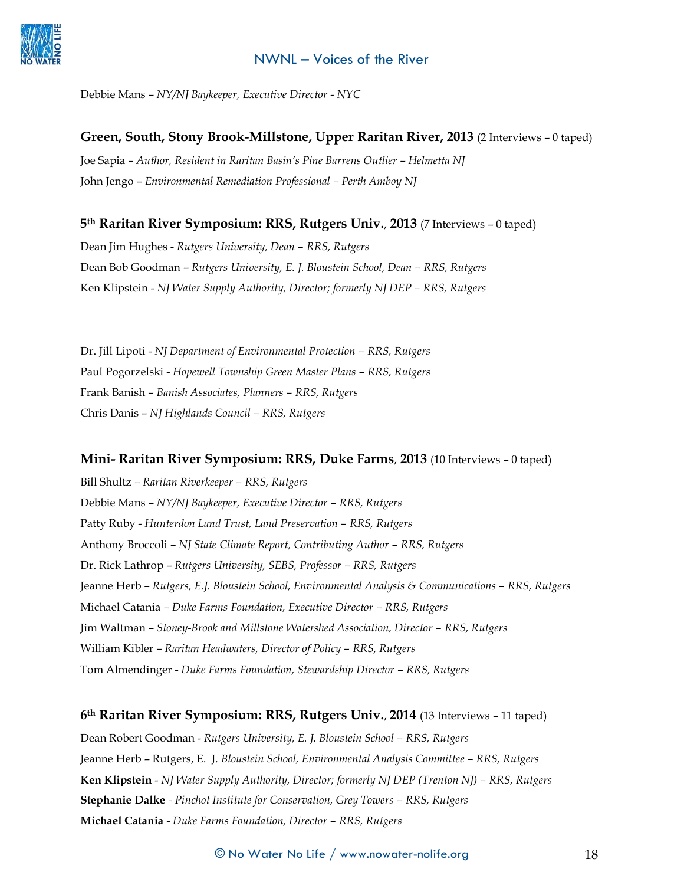Debbie Mans – *NY/NJ Baykeeper, Executive Director - NYC*

**Green, South, Stony Brook-Millstone, Upper Raritan River, 2013** (2 Interviews – 0 taped)

Joe Sapia – *Author, Resident in Raritan Basin's Pine Barrens Outlier – Helmetta NJ*

John Jengo – *Environmental Remediation Professional – Perth Amboy NJ*

**5th Raritan River Symposium: RRS, Rutgers Univ., 2013** (7 Interviews – 0 taped)

Dean Jim Hughes - *Rutgers University, Dean – RRS, Rutgers*

Dean Bob Goodman – *Rutgers University, E. J. Bloustein School, Dean – RRS, Rutgers*

Ken Klipstein - *NJ Water Supply Authority, Director; formerly NJ DEP – RRS, Rutgers*

Dr. Jill Lipoti - *NJ Department of Environmental Protection – RRS, Rutgers*

Paul Pogorzelski - *Hopewell Township Green Master Plans – RRS, Rutgers*

Frank Banish – *Banish Associates, Planners – RRS, Rutgers*

Chris Danis – *NJ Highlands Council – RRS, Rutgers*

**Mini- Raritan River Symposium: RRS, Duke Farms, 2013** (10 Interviews – 0 taped)

Bill Shultz – *Raritan Riverkeeper – RRS, Rutgers*

Debbie Mans – *NY/NJ Baykeeper, Executive Director – RRS, Rutgers*

Patty Ruby - *Hunterdon Land Trust, Land Preservation – RRS, Rutgers*

Anthony Broccoli – *NJ State Climate Report, Contributing Author – RRS, Rutgers*

Dr. Rick Lathrop – *Rutgers University, SEBS, Professor – RRS, Rutgers*

Jeanne Herb – *Rutgers, E.J. Bloustein School, Environmental Analysis & Communications – RRS, Rutgers*

Michael Catania – *Duke Farms Foundation, Executive Director – RRS, Rutgers*

Jim Waltman – *Stoney-Brook and Millstone Watershed Association, Director – RRS, Rutgers*

William Kibler – *Raritan Headwaters, Director of Policy – RRS, Rutgers*

Tom Almendinger - *Duke Farms Foundation, Stewardship Director – RRS, Rutgers*

**6th Raritan River Symposium: RRS, Rutgers Univ., 2014** (13 Interviews – 11 taped)

Dean Robert Goodman - *Rutgers University, E. J. Bloustein School – RRS, Rutgers*

Jeanne Herb – Rutgers, E. J. *Bloustein School, Environmental Analysis Committee – RRS, Rutgers*

**Ken Klipstein** - *NJ Water Supply Authority, Director; formerly NJ DEP (Trenton NJ) – RRS, Rutgers*

**Stephanie Dalke** - *Pinchot Institute for Conservation, Grey Towers – RRS, Rutgers*

**Michael Catania** - *Duke Farms Foundation, Director – RRS, Rutgers*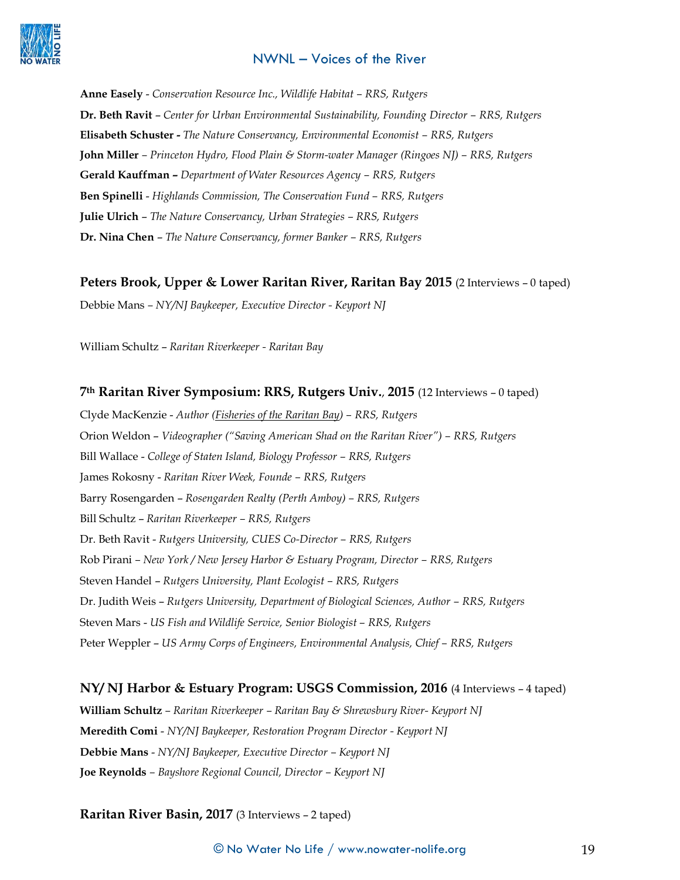**Anne Easely** - *Conservation Resource Inc., Wildlife Habitat – RRS, Rutgers*

**Dr. Beth Ravit** – *Center for Urban Environmental Sustainability, Founding Director – RRS, Rutgers*

**Elisabeth Schuster -** *The Nature Conservancy, Environmental Economist – RRS, Rutgers*

**John Miller** – *Princeton Hydro, Flood Plain & Storm-water Manager (Ringoes NJ) – RRS, Rutgers*

**Gerald Kauffman –** *Department of Water Resources Agency – RRS, Rutgers*

**Ben Spinelli** - *Highlands Commission, The Conservation Fund – RRS, Rutgers*

**Julie Ulrich** – *The Nature Conservancy, Urban Strategies – RRS, Rutgers*

**Dr. Nina Chen** – *The Nature Conservancy, former Banker – RRS, Rutgers*

**Peters Brook, Upper & Lower Raritan River, Raritan Bay 2015** (2 Interviews – 0 taped)

Debbie Mans – *NY/NJ Baykeeper, Executive Director - Keyport NJ*

William Schultz – *Raritan Riverkeeper - Raritan Bay*

**7th Raritan River Symposium: RRS, Rutgers Univ., 2015** (12 Interviews – 0 taped)

Clyde MacKenzie - *Author (Fisheries of the Raritan Bay) – RRS, Rutgers*

Orion Weldon – *Videographer ("Saving American Shad on the Raritan River") – RRS, Rutgers*

Bill Wallace - *College of Staten Island, Biology Professor – RRS, Rutgers*

James Rokosny - *Raritan River Week, Founde – RRS, Rutgers*

Barry Rosengarden – *Rosengarden Realty (Perth Amboy) – RRS, Rutgers*

Bill Schultz – *Raritan Riverkeeper – RRS, Rutgers*

Dr. Beth Ravit - *Rutgers University, CUES Co-Director – RRS, Rutgers*

Rob Pirani – *New York / New Jersey Harbor & Estuary Program, Director – RRS, Rutgers*

Steven Handel – *Rutgers University, Plant Ecologist – RRS, Rutgers*

Dr. Judith Weis – *Rutgers University, Department of Biological Sciences, Author – RRS, Rutgers*

Steven Mars - *US Fish and Wildlife Service, Senior Biologist – RRS, Rutgers*

Peter Weppler – *US Army Corps of Engineers, Environmental Analysis, Chief – RRS, Rutgers*

**NY/ NJ Harbor & Estuary Program: USGS Commission, 2016** (4 Interviews – 4 taped)

**William Schultz** – *Raritan Riverkeeper – Raritan Bay & Shrewsbury River- Keyport NJ*

**Meredith Comi** - *NY/NJ Baykeeper, Restoration Program Director - Keyport NJ*

**Debbie Mans** - *NY/NJ Baykeeper, Executive Director – Keyport NJ*

**Joe Reynolds** – *Bayshore Regional Council, Director – Keyport NJ*

**Raritan River Basin, 2017** (3 Interviews – 2 taped)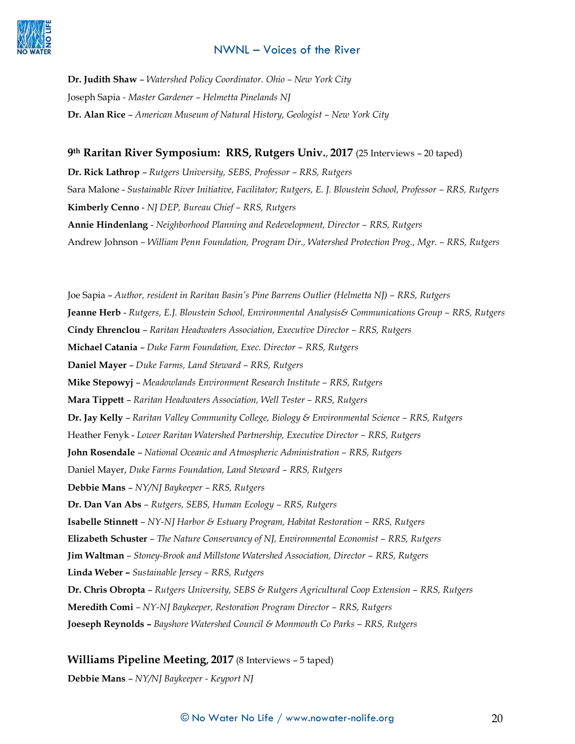**Dr. Judith Shaw** – *Watershed Policy Coordinator. Ohio – New York City*

Joseph Sapia - *Master Gardener – Helmetta Pinelands NJ*

**Dr. Alan Rice** – *American Museum of Natural History, Geologist – New York City*

### 9th Raritan River Symposium: RRS, Rutgers Univ., 2017 (25 Interviews – 20 taped)

**Dr. Rick Lathrop** – *Rutgers University, SEBS, Professor – RRS, Rutgers*

Sara Malone - *Sustainable River Initiative, Facilitator; Rutgers, E. J. Bloustein School, Professor – RRS, Rutgers*

**Kimberly Cenno** - *NJ DEP, Bureau Chief – RRS, Rutgers*

**Annie Hindenlang** - *Neighborhood Planning and Redevelopment, Director – RRS, Rutgers*

Andrew Johnson – *William Penn Foundation, Program Dir., Watershed Protection Prog., Mgr. – RRS, Rutgers*

Joe Sapia – *Author, resident in Raritan Basin's Pine Barrens Outlier (Helmetta NJ) – RRS, Rutgers*

**Jeanne Herb** - *Rutgers, E.J. Bloustein School, Environmental Analysis& Communications Group – RRS, Rutgers*

**Cindy Ehrenclou** – *Raritan Headwaters Association, Executive Director – RRS, Rutgers*

**Michael Catania** – *Duke Farm Foundation, Exec. Director – RRS, Rutgers*

**Daniel Mayer** – *Duke Farms, Land Steward – RRS, Rutgers*

**Mike Stepowyj** – *Meadowlands Environment Research Institute – RRS, Rutgers*

**Mara Tippett** – *Raritan Headwaters Association, Well Tester – RRS, Rutgers*

**Dr. Jay Kelly** – *Raritan Valley Community College, Biology & Environmental Science – RRS, Rutgers*

Heather Fenyk - *Lower Raritan Watershed Partnership, Executive Director – RRS, Rutgers*

**John Rosendale** – *National Oceanic and Atmospheric Administration – RRS, Rutgers*

Daniel Mayer, *Duke Farms Foundation, Land Steward – RRS, Rutgers*

**Debbie Mans** – *NY/NJ Baykeeper – RRS, Rutgers*

**Dr. Dan Van Abs** – *Rutgers, SEBS, Human Ecology – RRS, Rutgers*

**Isabelle Stinnett** – *NY-NJ Harbor & Estuary Program, Habitat Restoration – RRS, Rutgers*

**Elizabeth Schuster** – *The Nature Conservancy of NJ, Environmental Economist – RRS, Rutgers*

**Jim Waltman** – *Stoney-Brook and Millstone Watershed Association, Director – RRS, Rutgers*

**Linda Weber –** *Sustainable Jersey – RRS, Rutgers*

**Dr. Chris Obropta** – *Rutgers University, SEBS & Rutgers Agricultural Coop Extension – RRS, Rutgers*

**Meredith Comi** – *NY-NJ Baykeeper, Restoration Program Director – RRS, Rutgers*

**Joeseph Reynolds –** *Bayshore Watershed Council & Monmouth Co Parks – RRS, Rutgers*

### Williams Pipeline Meeting, 2017 (8 Interviews – 5 taped)

**Debbie Mans** – *NY/NJ Baykeeper - Keyport NJ*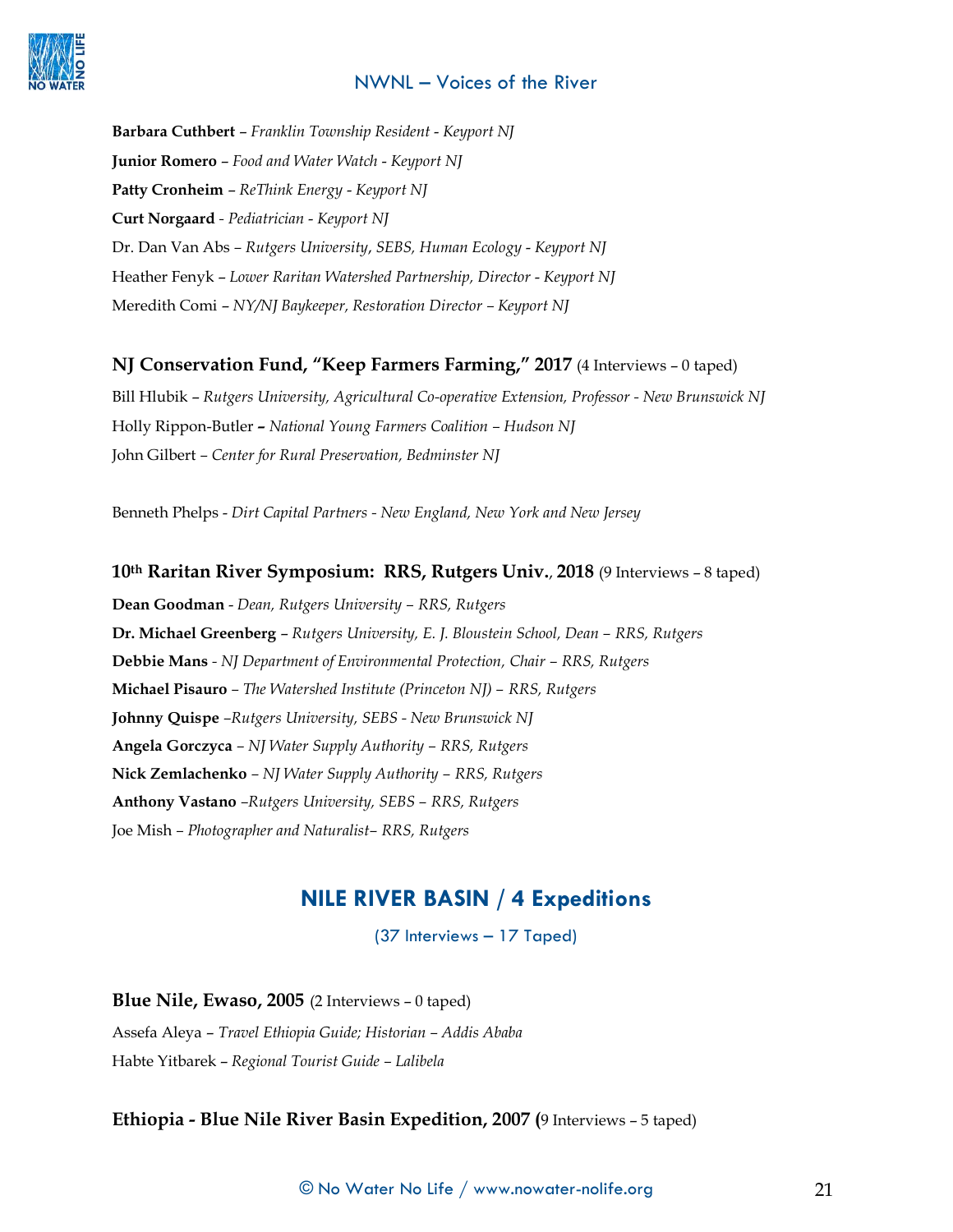**Barbara Cuthbert** – *Franklin Township Resident - Keyport NJ*

**Junior Romero** – *Food and Water Watch - Keyport NJ*

**Patty Cronheim** – *ReThink Energy - Keyport NJ*

**Curt Norgaard** - *Pediatrician - Keyport NJ*

Dr. Dan Van Abs – *Rutgers University, SEBS, Human Ecology - Keyport NJ*

Heather Fenyk – *Lower Raritan Watershed Partnership, Director - Keyport NJ*

Meredith Comi – *NY/NJ Baykeeper, Restoration Director – Keyport NJ*

**NJ Conservation Fund, "Keep Farmers Farming," 2017** (4 Interviews – 0 taped)

Bill Hlubik – *Rutgers University, Agricultural Co-operative Extension, Professor - New Brunswick NJ*

Holly Rippon-Butler **–** *National Young Farmers Coalition – Hudson NJ*

John Gilbert – *Center for Rural Preservation, Bedminster NJ*

Benneth Phelps - *Dirt Capital Partners - New England, New York and New Jersey*

**10th Raritan River Symposium: RRS, Rutgers Univ., 2018** (9 Interviews – 8 taped)

**Dean Goodman** - *Dean, Rutgers University – RRS, Rutgers*

**Dr. Michael Greenberg** – *Rutgers University, E. J. Bloustein School, Dean – RRS, Rutgers*

**Debbie Mans** - *NJ Department of Environmental Protection, Chair – RRS, Rutgers*

**Michael Pisauro** – *The Watershed Institute (Princeton NJ) – RRS, Rutgers*

**Johnny Quispe** –*Rutgers University, SEBS - New Brunswick NJ*

**Angela Gorczyca** – *NJ Water Supply Authority – RRS, Rutgers*

**Nick Zemlachenko** – *NJ Water Supply Authority – RRS, Rutgers*

**Anthony Vastano** –*Rutgers University, SEBS – RRS, Rutgers*

Joe Mish – *Photographer and Naturalist– RRS, Rutgers*

## NILE RIVER BASIN / 4 Expeditions

(37 Interviews – 17 Taped)

**Blue Nile, Ewaso, 2005** (2 Interviews – 0 taped)

Assefa Aleya – *Travel Ethiopia Guide; Historian – Addis Ababa*

Habte Yitbarek – *Regional Tourist Guide – Lalibela*

**Ethiopia - Blue Nile River Basin Expedition, 2007 (**9 Interviews – 5 taped)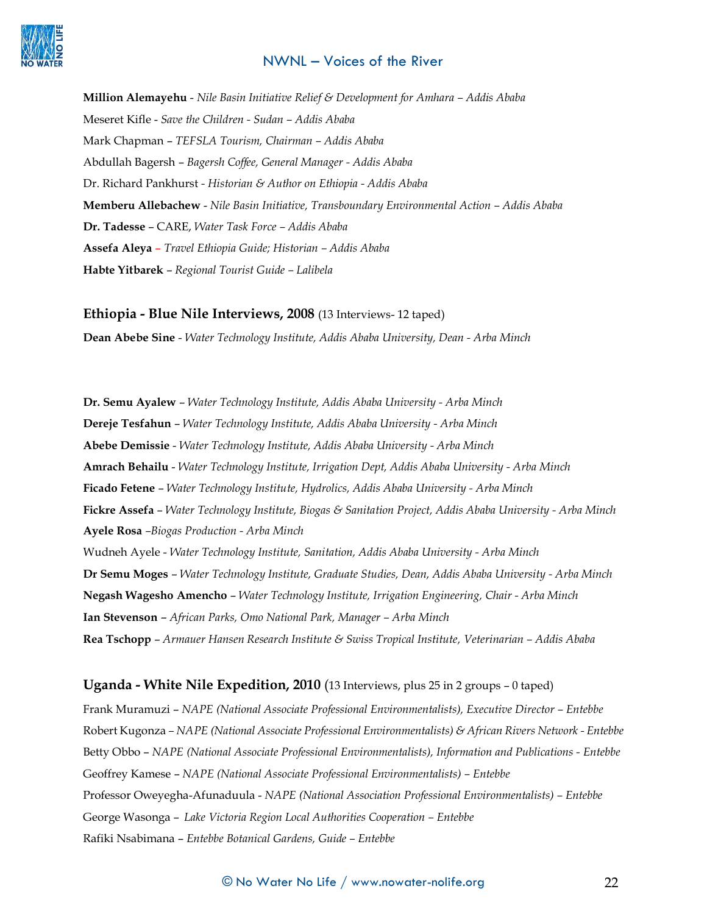**Million Alemayehu** - *Nile Basin Initiative Relief & Development for Amhara – Addis Ababa*

Meseret Kifle - *Save the Children - Sudan – Addis Ababa*

Mark Chapman – *TEFSLA Tourism, Chairman – Addis Ababa*

Abdullah Bagersh – *Bagersh Coffee, General Manager - Addis Ababa*

Dr. Richard Pankhurst - *Historian & Author on Ethiopia - Addis Ababa*

**Memberu Allebachew** - *Nile Basin Initiative, Transboundary Environmental Action – Addis Ababa*

**Dr. Tadesse** – CARE, *Water Task Force – Addis Ababa*

**Assefa Aleya** – *Travel Ethiopia Guide; Historian – Addis Ababa*

**Habte Yitbarek** – *Regional Tourist Guide – Lalibela*

### **Ethiopia - Blue Nile Interviews, 2008** (13 Interviews- 12 taped)

**Dean Abebe Sine** - *Water Technology Institute, Addis Ababa University, Dean - Arba Minch*

**Dr. Semu Ayalew** – *Water Technology Institute, Addis Ababa University - Arba Minch*

**Dereje Tesfahun** – *Water Technology Institute, Addis Ababa University - Arba Minch*

**Abebe Demissie** - *Water Technology Institute, Addis Ababa University - Arba Minch*

**Amrach Behailu** - *Water Technology Institute, Irrigation Dept, Addis Ababa University - Arba Minch*

**Ficado Fetene** – *Water Technology Institute, Hydrolics, Addis Ababa University - Arba Minch*

**Fickre Assefa** – *Water Technology Institute, Biogas & Sanitation Project, Addis Ababa University - Arba Minch*

**Ayele Rosa** –*Biogas Production - Arba Minch*

Wudneh Ayele - *Water Technology Institute, Sanitation, Addis Ababa University - Arba Minch*

**Dr Semu Moges** – *Water Technology Institute, Graduate Studies, Dean, Addis Ababa University - Arba Minch*

**Negash Wagesho Amencho** – *Water Technology Institute, Irrigation Engineering, Chair - Arba Minch*

**Ian Stevenson** – *African Parks, Omo National Park, Manager – Arba Minch*

**Rea Tschopp** – *Armauer Hansen Research Institute & Swiss Tropical Institute, Veterinarian – Addis Ababa*

### **Uganda - White Nile Expedition, 2010** (13 Interviews, plus 25 in 2 groups – 0 taped)

Frank Muramuzi – *NAPE (National Associate Professional Environmentalists), Executive Director – Entebbe*

Robert Kugonza – *NAPE (National Associate Professional Environmentalists) & African Rivers Network - Entebbe*

Betty Obbo – *NAPE (National Associate Professional Environmentalists), Information and Publications - Entebbe*

Geoffrey Kamese – *NAPE (National Associate Professional Environmentalists) – Entebbe*

Professor Oweyegha-Afunaduula - *NAPE (National Association Professional Environmentalists) – Entebbe*

George Wasonga – *Lake Victoria Region Local Authorities Cooperation – Entebbe*

Rafiki Nsabimana – *Entebbe Botanical Gardens, Guide – Entebbe*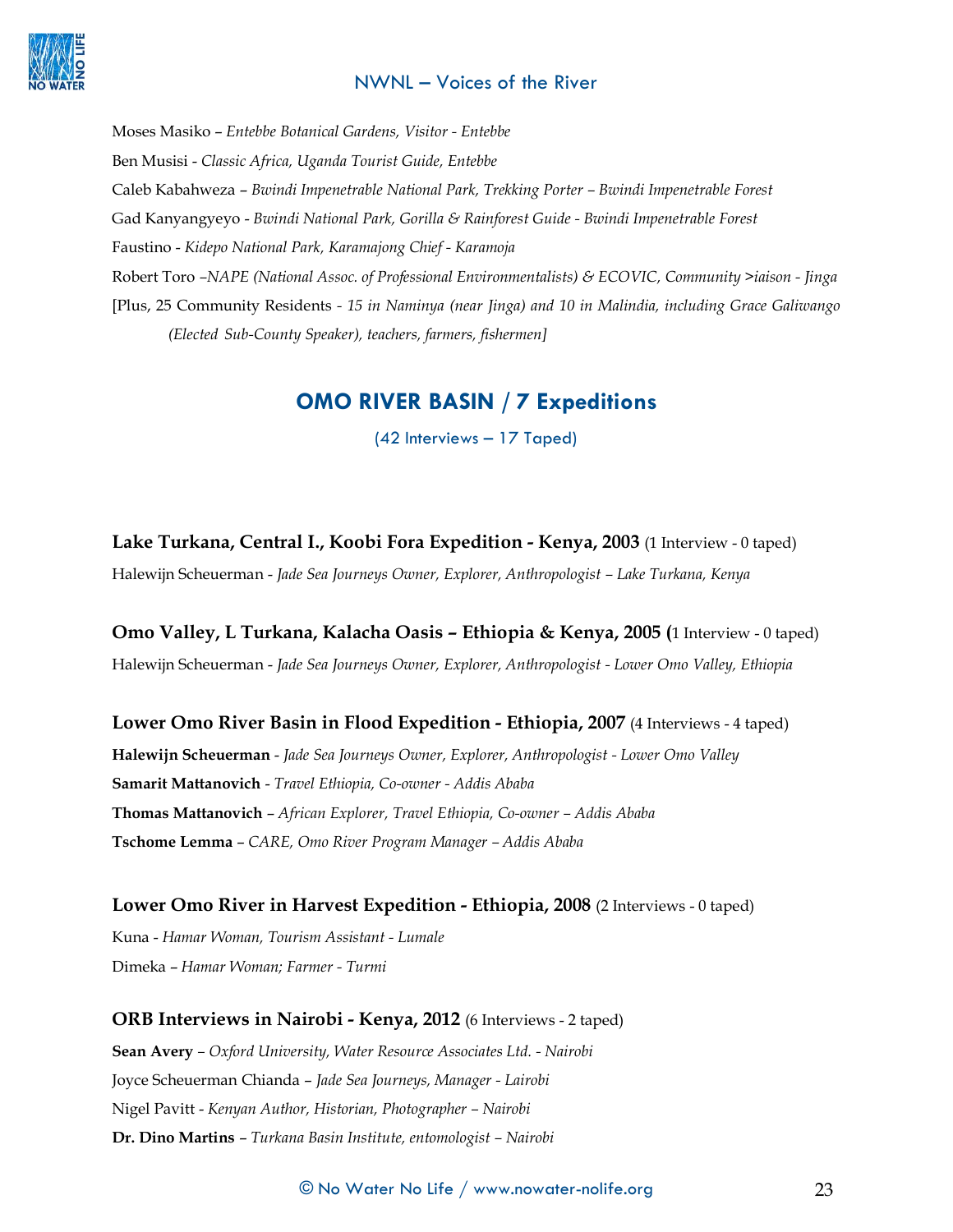Moses Masiko – *Entebbe Botanical Gardens, Visitor - Entebbe*

Ben Musisi - *Classic Africa, Uganda Tourist Guide, Entebbe*

Caleb Kabahweza – *Bwindi Impenetrable National Park, Trekking Porter – Bwindi Impenetrable Forest*

Gad Kanyangyeyo - *Bwindi National Park, Gorilla & Rainforest Guide - Bwindi Impenetrable Forest*

Faustino - *Kidepo National Park, Karamajong Chief - Karamoja*

Robert Toro –*NAPE (National Assoc. of Professional Environmentalists) & ECOVIC, Community >iaison - Jinga*

[Plus, 25 Community Residents - *15 in Naminya (near Jinga) and 10 in Malindia, including Grace Galiwango (Elected Sub-County Speaker), teachers, farmers, fishermen]*

## OMO RIVER BASIN / 7 Expeditions

(42 Interviews – 17 Taped)

**Lake Turkana, Central I., Koobi Fora Expedition - Kenya, 2003** (1 Interview - 0 taped)

Halewijn Scheuerman - *Jade Sea Journeys Owner, Explorer, Anthropologist – Lake Turkana, Kenya*

**Omo Valley, L Turkana, Kalacha Oasis – Ethiopia & Kenya, 2005 (**1 Interview - 0 taped)

Halewijn Scheuerman - *Jade Sea Journeys Owner, Explorer, Anthropologist - Lower Omo Valley, Ethiopia*

**Lower Omo River Basin in Flood Expedition - Ethiopia, 2007** (4 Interviews - 4 taped)

**Halewijn Scheuerman** - *Jade Sea Journeys Owner, Explorer, Anthropologist - Lower Omo Valley*

**Samarit Mattanovich** - *Travel Ethiopia, Co-owner - Addis Ababa*

**Thomas Mattanovich** – *African Explorer, Travel Ethiopia, Co-owner – Addis Ababa*

**Tschome Lemma** – *CARE, Omo River Program Manager – Addis Ababa*

**Lower Omo River in Harvest Expedition - Ethiopia, 2008** (2 Interviews - 0 taped)

Kuna - *Hamar Woman, Tourism Assistant - Lumale*

Dimeka – *Hamar Woman; Farmer - Turmi*

**ORB Interviews in Nairobi - Kenya, 2012** (6 Interviews - 2 taped)

**Sean Avery** – *Oxford University, Water Resource Associates Ltd. - Nairobi*

Joyce Scheuerman Chianda – *Jade Sea Journeys, Manager - Lairobi*

Nigel Pavitt - *Kenyan Author, Historian, Photographer – Nairobi*

**Dr. Dino Martins** – *Turkana Basin Institute, entomologist – Nairobi*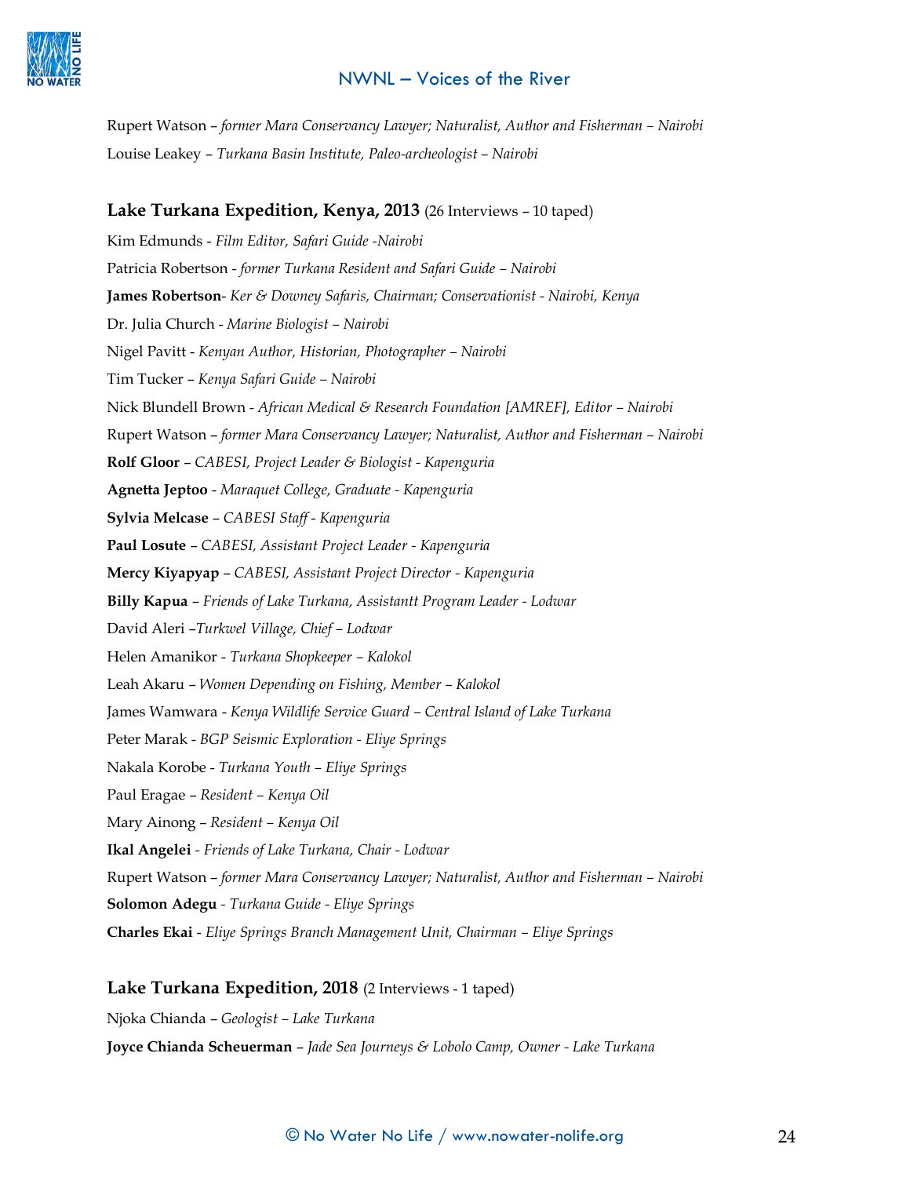Rupert Watson – *former Mara Conservancy Lawyer; Naturalist, Author and Fisherman – Nairobi*

Louise Leakey – *Turkana Basin Institute, Paleo-archeologist – Nairobi*

## Lake Turkana Expedition, Kenya, 2013 (26 Interviews – 10 taped)

Kim Edmunds - *Film Editor, Safari Guide -Nairobi*

Patricia Robertson - *former Turkana Resident and Safari Guide – Nairobi*

**James Robertson**- *Ker & Downey Safaris, Chairman; Conservationist - Nairobi, Kenya*

Dr. Julia Church - *Marine Biologist – Nairobi*

Nigel Pavitt - *Kenyan Author, Historian, Photographer – Nairobi*

Tim Tucker – *Kenya Safari Guide – Nairobi*

Nick Blundell Brown - *African Medical & Research Foundation [AMREF], Editor – Nairobi*

Rupert Watson – *former Mara Conservancy Lawyer; Naturalist, Author and Fisherman – Nairobi*

**Rolf Gloor** – *CABESI, Project Leader & Biologist - Kapenguria*

**Agnetta Jeptoo** - *Maraquet College, Graduate - Kapenguria*

**Sylvia Melcase** – *CABESI Staff - Kapenguria*

**Paul Losute** – *CABESI, Assistant Project Leader - Kapenguria*

**Mercy Kiyapyap** – *CABESI, Assistant Project Director - Kapenguria*

**Billy Kapua** – *Friends of Lake Turkana, Assistantt Program Leader - Lodwar*

David Aleri –*Turkwel Village, Chief – Lodwar*

Helen Amanikor - *Turkana Shopkeeper – Kalokol*

Leah Akaru – *Women Depending on Fishing, Member – Kalokol*

James Wamwara - *Kenya Wildlife Service Guard – Central Island of Lake Turkana*

Peter Marak - *BGP Seismic Exploration - Eliye Springs*

Nakala Korobe - *Turkana Youth – Eliye Springs*

Paul Eragae – *Resident – Kenya Oil*

Mary Ainong – *Resident – Kenya Oil*

**Ikal Angelei** - *Friends of Lake Turkana, Chair - Lodwar*

Rupert Watson – *former Mara Conservancy Lawyer; Naturalist, Author and Fisherman – Nairobi*

**Solomon Adegu** - *Turkana Guide - Eliye Springs*

**Charles Ekai** - *Eliye Springs Branch Management Unit, Chairman – Eliye Springs*

## Lake Turkana Expedition, 2018 (2 Interviews - 1 taped)

Njoka Chianda – *Geologist – Lake Turkana*

**Joyce Chianda Scheuerman** – *Jade Sea Journeys & Lobolo Camp, Owner - Lake Turkana*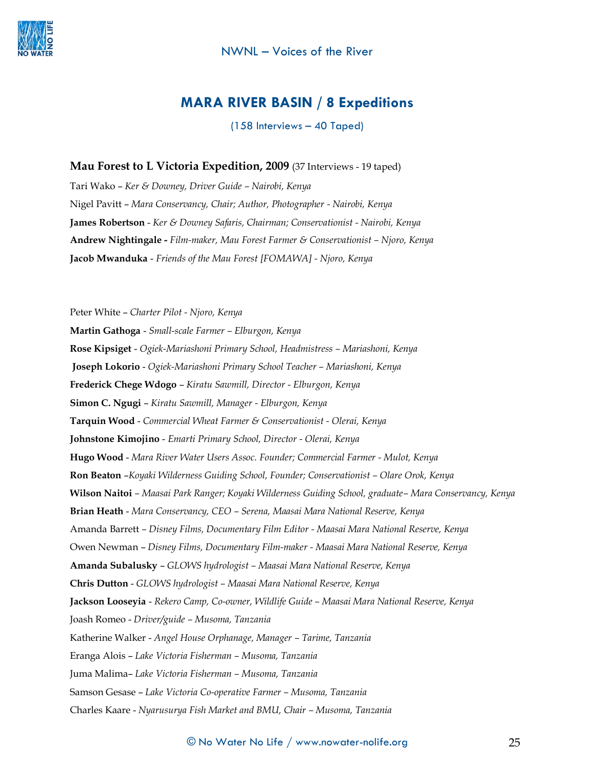## MARA RIVER BASIN / 8 Expeditions

(158 Interviews – 40 Taped)

**Mau Forest to L Victoria Expedition, 2009** (37 Interviews - 19 taped)

Tari Wako – *Ker & Downey, Driver Guide – Nairobi, Kenya*

Nigel Pavitt – *Mara Conservancy, Chair; Author, Photographer - Nairobi, Kenya*

**James Robertson** - *Ker & Downey Safaris, Chairman; Conservationist - Nairobi, Kenya*

**Andrew Nightingale -** *Film-maker, Mau Forest Farmer & Conservationist – Njoro, Kenya*

**Jacob Mwanduka** - *Friends of the Mau Forest [FOMAWA] - Njoro, Kenya*

Peter White – *Charter Pilot - Njoro, Kenya*

**Martin Gathoga** - *Small-scale Farmer – Elburgon, Kenya*

**Rose Kipsiget** - *Ogiek-Mariashoni Primary School, Headmistress – Mariashoni, Kenya*

**Joseph Lokorio** - *Ogiek-Mariashoni Primary School Teacher – Mariashoni, Kenya*

**Frederick Chege Wdogo** – *Kiratu Sawmill, Director - Elburgon, Kenya*

**Simon C. Ngugi** – *Kiratu Sawmill, Manager - Elburgon, Kenya*

**Tarquin Wood** - *Commercial Wheat Farmer & Conservationist - Olerai, Kenya*

**Johnstone Kimojino** - *Emarti Primary School, Director - Olerai, Kenya*

**Hugo Wood** - *Mara River Water Users Assoc. Founder; Commercial Farmer - Mulot, Kenya*

**Ron Beaton** –*Koyaki Wilderness Guiding School, Founder; Conservationist – Olare Orok, Kenya*

**Wilson Naitoi** – *Maasai Park Ranger; Koyaki Wilderness Guiding School, graduate– Mara Conservancy, Kenya*

**Brian Heath** - *Mara Conservancy, CEO – Serena, Maasai Mara National Reserve, Kenya*

Amanda Barrett – *Disney Films, Documentary Film Editor - Maasai Mara National Reserve, Kenya*

Owen Newman – *Disney Films, Documentary Film-maker - Maasai Mara National Reserve, Kenya*

**Amanda Subalusky** – *GLOWS hydrologist – Maasai Mara National Reserve, Kenya*

**Chris Dutton** - *GLOWS hydrologist – Maasai Mara National Reserve, Kenya*

**Jackson Looseyia** - *Rekero Camp, Co-owner, Wildlife Guide – Maasai Mara National Reserve, Kenya*

Joash Romeo - *Driver/guide – Musoma, Tanzania*

Katherine Walker - *Angel House Orphanage, Manager – Tarime, Tanzania*

Eranga Alois – *Lake Victoria Fisherman – Musoma, Tanzania*

Juma Malima– *Lake Victoria Fisherman – Musoma, Tanzania*

Samson Gesase – *Lake Victoria Co-operative Farmer – Musoma, Tanzania*

Charles Kaare - *Nyarusurya Fish Market and BMU, Chair – Musoma, Tanzania*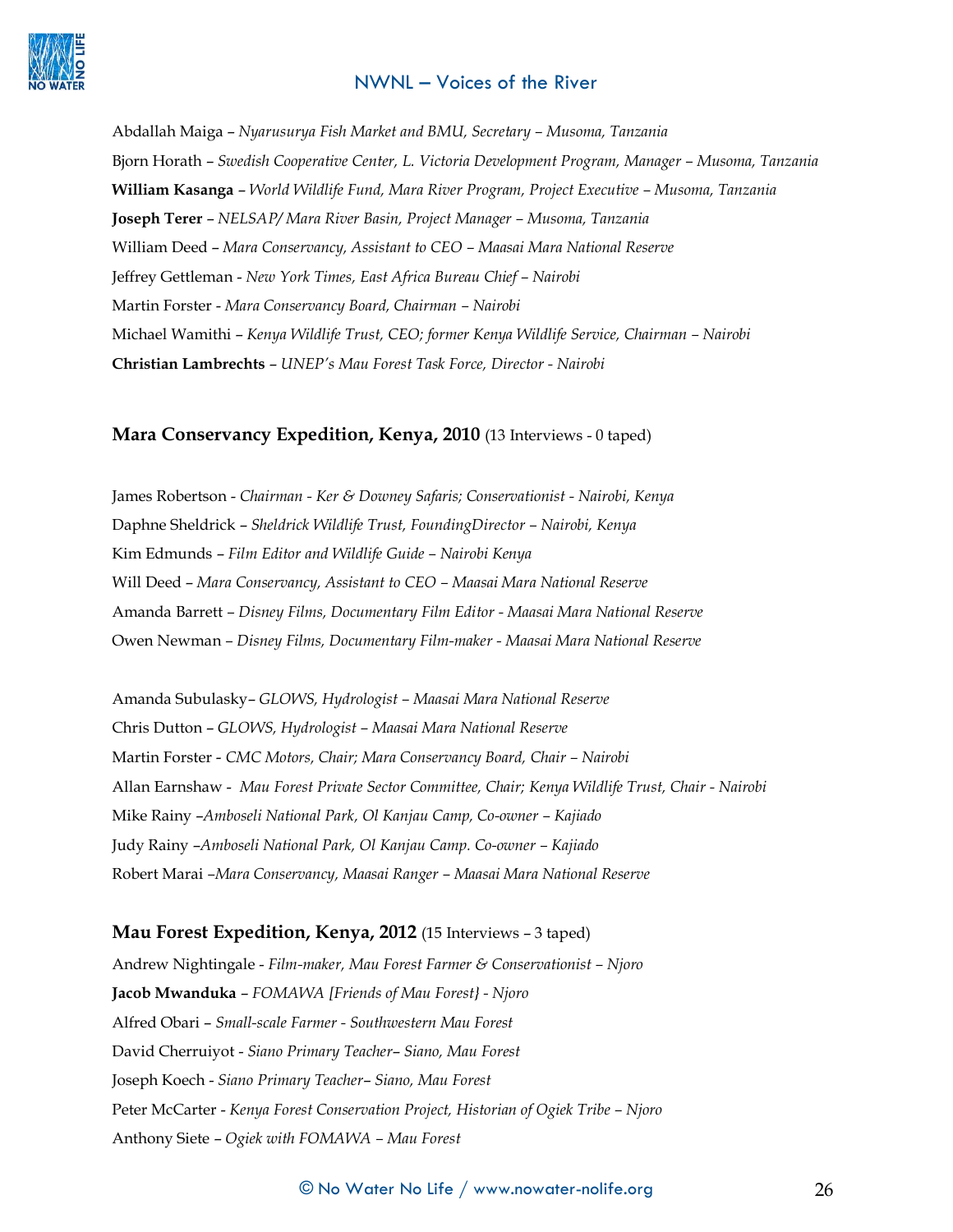Abdallah Maiga – *Nyarusurya Fish Market and BMU, Secretary – Musoma, Tanzania*

Bjorn Horath – *Swedish Cooperative Center, L. Victoria Development Program, Manager – Musoma, Tanzania*

**William Kasanga** – *World Wildlife Fund, Mara River Program, Project Executive – Musoma, Tanzania*

**Joseph Terer** – *NELSAP/ Mara River Basin, Project Manager – Musoma, Tanzania*

William Deed – *Mara Conservancy, Assistant to CEO – Maasai Mara National Reserve*

Jeffrey Gettleman - *New York Times, East Africa Bureau Chief – Nairobi*

Martin Forster - *Mara Conservancy Board, Chairman – Nairobi*

Michael Wamithi – *Kenya Wildlife Trust, CEO; former Kenya Wildlife Service, Chairman – Nairobi*

**Christian Lambrechts** – *UNEP's Mau Forest Task Force, Director - Nairobi*

### Mara Conservancy Expedition, Kenya, 2010 (13 Interviews - 0 taped)

James Robertson - *Chairman - Ker & Downey Safaris; Conservationist - Nairobi, Kenya*

Daphne Sheldrick – *Sheldrick Wildlife Trust, FoundingDirector – Nairobi, Kenya*

Kim Edmunds – *Film Editor and Wildlife Guide – Nairobi Kenya*

Will Deed – *Mara Conservancy, Assistant to CEO – Maasai Mara National Reserve*

Amanda Barrett – *Disney Films, Documentary Film Editor - Maasai Mara National Reserve*

Owen Newman – *Disney Films, Documentary Film-maker - Maasai Mara National Reserve*

Amanda Subulasky– *GLOWS, Hydrologist – Maasai Mara National Reserve*

Chris Dutton – *GLOWS, Hydrologist – Maasai Mara National Reserve*

Martin Forster - *CMC Motors, Chair; Mara Conservancy Board, Chair – Nairobi*

Allan Earnshaw - *Mau Forest Private Sector Committee, Chair; Kenya Wildlife Trust, Chair - Nairobi*

Mike Rainy –*Amboseli National Park, Ol Kanjau Camp, Co-owner – Kajiado*

Judy Rainy –*Amboseli National Park, Ol Kanjau Camp. Co-owner – Kajiado*

Robert Marai –*Mara Conservancy, Maasai Ranger – Maasai Mara National Reserve*

### Mau Forest Expedition, Kenya, 2012 (15 Interviews – 3 taped)

Andrew Nightingale - *Film-maker, Mau Forest Farmer & Conservationist – Njoro*

**Jacob Mwanduka** – *FOMAWA [Friends of Mau Forest} - Njoro*

Alfred Obari – *Small-scale Farmer - Southwestern Mau Forest*

David Cherruiyot - *Siano Primary Teacher– Siano, Mau Forest*

Joseph Koech - *Siano Primary Teacher– Siano, Mau Forest*

Peter McCarter - *Kenya Forest Conservation Project, Historian of Ogiek Tribe – Njoro*

Anthony Siete – *Ogiek with FOMAWA – Mau Forest*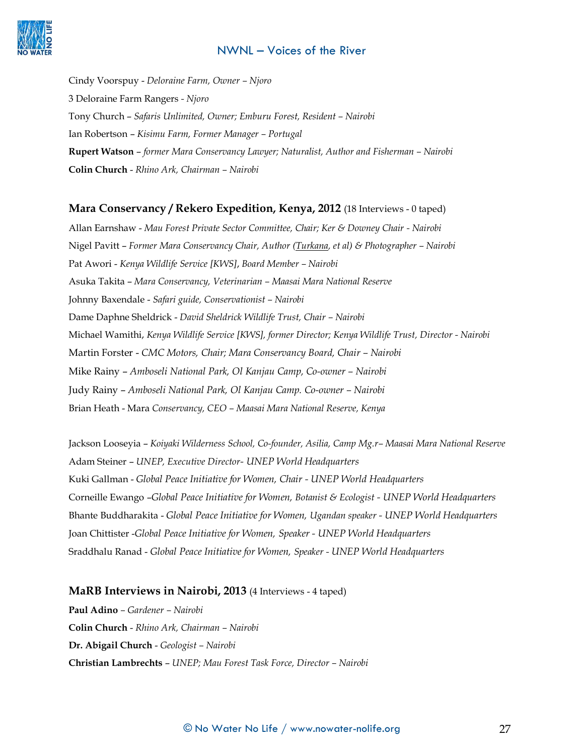Cindy Voorspuy - *Deloraine Farm, Owner – Njoro*

3 Deloraine Farm Rangers - *Njoro*

Tony Church – *Safaris Unlimited, Owner; Emburu Forest, Resident – Nairobi*

Ian Robertson – *Kisimu Farm, Former Manager – Portugal*

**Rupert Watson** – *former Mara Conservancy Lawyer; Naturalist, Author and Fisherman – Nairobi*

**Colin Church** - *Rhino Ark, Chairman – Nairobi*

### Mara Conservancy / Rekero Expedition, Kenya, 2012 (18 Interviews - 0 taped)

Allan Earnshaw - *Mau Forest Private Sector Committee, Chair; Ker & Downey Chair - Nairobi*

Nigel Pavitt – *Former Mara Conservancy Chair, Author (Turkana, et al) & Photographer – Nairobi*

Pat Awori - *Kenya Wildlife Service [KWS], Board Member – Nairobi*

Asuka Takita – *Mara Conservancy, Veterinarian – Maasai Mara National Reserve*

Johnny Baxendale - *Safari guide, Conservationist – Nairobi*

Dame Daphne Sheldrick - *David Sheldrick Wildlife Trust, Chair – Nairobi*

Michael Wamithi, *Kenya Wildlife Service [KWS], former Director; Kenya Wildlife Trust, Director - Nairobi*

Martin Forster - *CMC Motors, Chair; Mara Conservancy Board, Chair – Nairobi*

Mike Rainy – *Amboseli National Park, Ol Kanjau Camp, Co-owner – Nairobi*

Judy Rainy – *Amboseli National Park, Ol Kanjau Camp. Co-owner – Nairobi*

Brian Heath - Mara *Conservancy, CEO – Maasai Mara National Reserve, Kenya*

Jackson Looseyia – *Koiyaki Wilderness School, Co-founder, Asilia, Camp Mg.r– Maasai Mara National Reserve*

Adam Steiner – *UNEP, Executive Director- UNEP World Headquarters*

Kuki Gallman - *Global Peace Initiative for Women, Chair - UNEP World Headquarters*

Corneille Ewango –*Global Peace Initiative for Women, Botanist & Ecologist - UNEP World Headquarters*

Bhante Buddharakita - *Global Peace Initiative for Women, Ugandan speaker - UNEP World Headquarters*

Joan Chittister -*Global Peace Initiative for Women, Speaker - UNEP World Headquarters*

Sraddhalu Ranad - *Global Peace Initiative for Women, Speaker - UNEP World Headquarters*

### MaRB Interviews in Nairobi, 2013 (4 Interviews - 4 taped)

**Paul Adino** – *Gardener – Nairobi*

**Colin Church** - *Rhino Ark, Chairman – Nairobi*

**Dr. Abigail Church** - *Geologist – Nairobi*

**Christian Lambrechts** – *UNEP; Mau Forest Task Force, Director – Nairobi*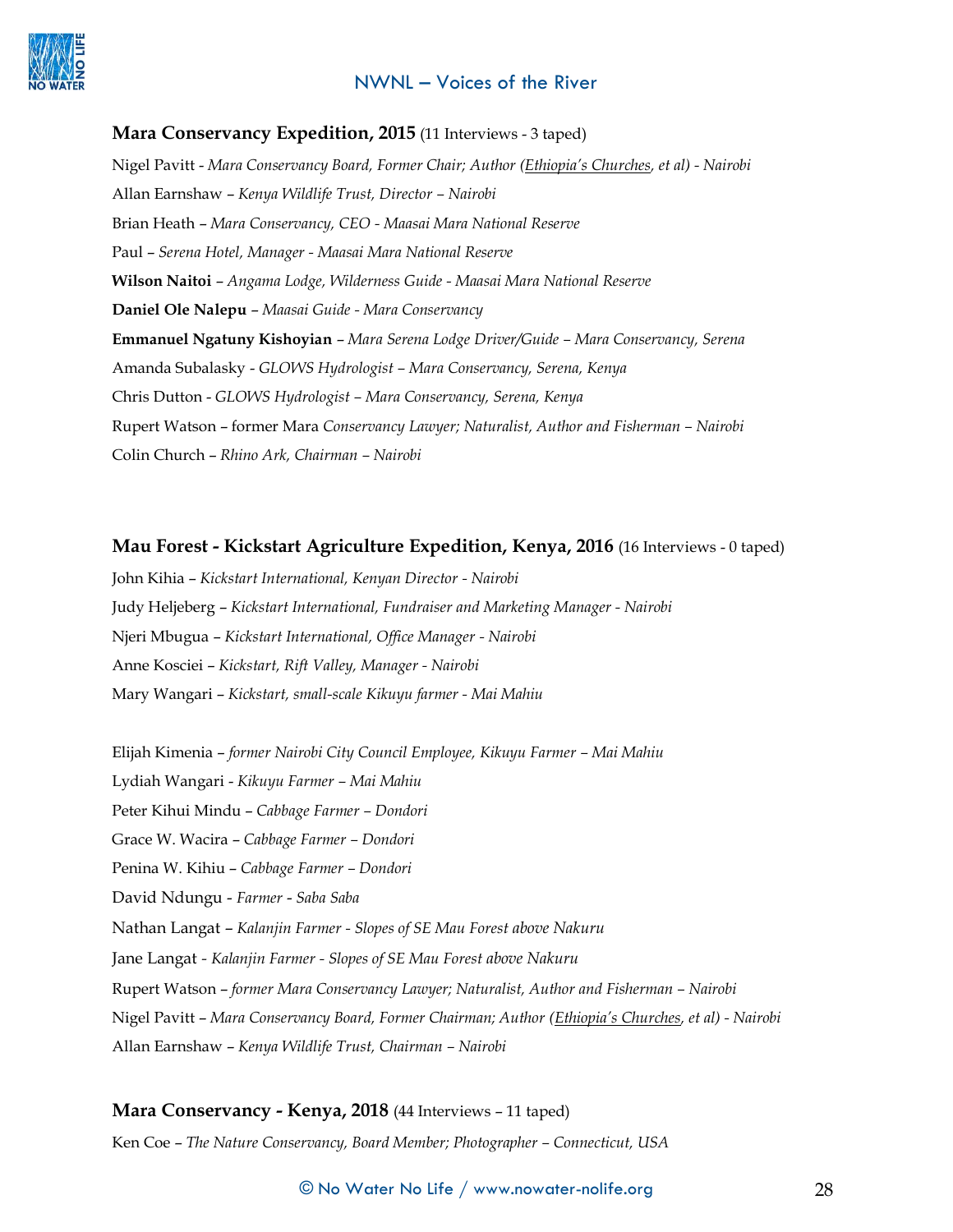**Mara Conservancy Expedition, 2015** (11 Interviews - 3 taped)

Nigel Pavitt - *Mara Conservancy Board, Former Chair; Author (Ethiopia's Churches, et al) - Nairobi*

Allan Earnshaw – *Kenya Wildlife Trust, Director – Nairobi*

Brian Heath – *Mara Conservancy, CEO - Maasai Mara National Reserve*

Paul – *Serena Hotel, Manager - Maasai Mara National Reserve*

**Wilson Naitoi** – *Angama Lodge, Wilderness Guide - Maasai Mara National Reserve*

**Daniel Ole Nalepu** – *Maasai Guide - Mara Conservancy*

**Emmanuel Ngatuny Kishoyian** – *Mara Serena Lodge Driver/Guide – Mara Conservancy, Serena*

Amanda Subalasky - *GLOWS Hydrologist – Mara Conservancy, Serena, Kenya*

Chris Dutton - *GLOWS Hydrologist – Mara Conservancy, Serena, Kenya*

Rupert Watson – former Mara *Conservancy Lawyer; Naturalist, Author and Fisherman – Nairobi*

Colin Church – *Rhino Ark, Chairman – Nairobi*

**Mau Forest - Kickstart Agriculture Expedition, Kenya, 2016** (16 Interviews - 0 taped)

John Kihia – *Kickstart International, Kenyan Director - Nairobi*

Judy Heljeberg – *Kickstart International, Fundraiser and Marketing Manager - Nairobi*

Njeri Mbugua – *Kickstart International, Office Manager - Nairobi*

Anne Kosciei – *Kickstart, Rift Valley, Manager - Nairobi*

Mary Wangari – *Kickstart, small-scale Kikuyu farmer - Mai Mahiu*

Elijah Kimenia – *former Nairobi City Council Employee, Kikuyu Farmer – Mai Mahiu*

Lydiah Wangari - *Kikuyu Farmer – Mai Mahiu*

Peter Kihui Mindu – *Cabbage Farmer – Dondori*

Grace W. Wacira – *Cabbage Farmer – Dondori*

Penina W. Kihiu – *Cabbage Farmer – Dondori*

David Ndungu - *Farmer - Saba Saba*

Nathan Langat – *Kalanjin Farmer - Slopes of SE Mau Forest above Nakuru*

Jane Langat - *Kalanjin Farmer - Slopes of SE Mau Forest above Nakuru*

Rupert Watson – *former Mara Conservancy Lawyer; Naturalist, Author and Fisherman – Nairobi*

Nigel Pavitt – *Mara Conservancy Board, Former Chairman; Author (Ethiopia's Churches, et al) - Nairobi*

Allan Earnshaw – *Kenya Wildlife Trust, Chairman – Nairobi*

**Mara Conservancy - Kenya, 2018** (44 Interviews – 11 taped)

Ken Coe – *The Nature Conservancy, Board Member; Photographer – Connecticut, USA*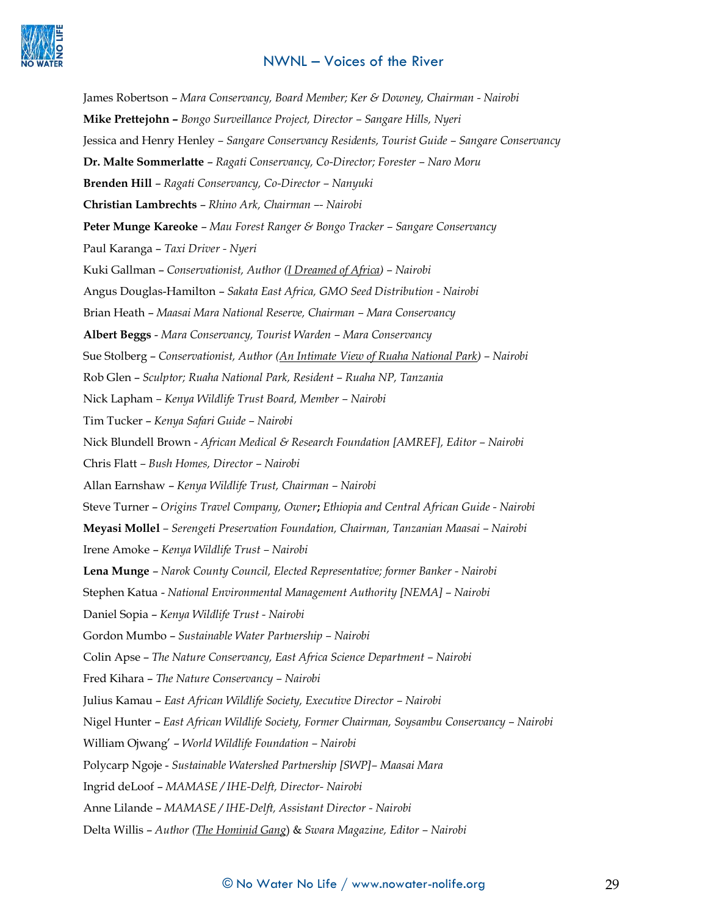James Robertson – *Mara Conservancy, Board Member; Ker & Downey, Chairman - Nairobi*

**Mike Prettejohn –** *Bongo Surveillance Project, Director – Sangare Hills, Nyeri*

Jessica and Henry Henley – *Sangare Conservancy Residents, Tourist Guide – Sangare Conservancy*

**Dr. Malte Sommerlatte** – *Ragati Conservancy, Co-Director; Forester – Naro Moru*

**Brenden Hill** – *Ragati Conservancy, Co-Director – Nanyuki*

**Christian Lambrechts** – *Rhino Ark, Chairman –- Nairobi*

**Peter Munge Kareoke** – *Mau Forest Ranger & Bongo Tracker – Sangare Conservancy*

Paul Karanga – *Taxi Driver - Nyeri*

Kuki Gallman – *Conservationist, Author (I Dreamed of Africa) – Nairobi*

Angus Douglas-Hamilton – *Sakata East Africa, GMO Seed Distribution - Nairobi*

Brian Heath – *Maasai Mara National Reserve, Chairman – Mara Conservancy*

**Albert Beggs** - *Mara Conservancy, Tourist Warden – Mara Conservancy*

Sue Stolberg – *Conservationist, Author (An Intimate View of Ruaha National Park) – Nairobi*

Rob Glen – *Sculptor; Ruaha National Park, Resident – Ruaha NP, Tanzania*

Nick Lapham – *Kenya Wildlife Trust Board, Member – Nairobi*

Tim Tucker – *Kenya Safari Guide – Nairobi*

Nick Blundell Brown - *African Medical & Research Foundation [AMREF], Editor – Nairobi*

Chris Flatt – *Bush Homes, Director – Nairobi*

Allan Earnshaw – *Kenya Wildlife Trust, Chairman – Nairobi*

Steve Turner – *Origins Travel Company, Owner*; *Ethiopia and Central African Guide - Nairobi*

**Meyasi Mollel** – *Serengeti Preservation Foundation, Chairman, Tanzanian Maasai – Nairobi*

Irene Amoke – *Kenya Wildlife Trust – Nairobi*

**Lena Munge** – *Narok County Council, Elected Representative; former Banker - Nairobi*

Stephen Katua - *National Environmental Management Authority [NEMA] – Nairobi*

Daniel Sopia – *Kenya Wildlife Trust - Nairobi*

Gordon Mumbo – *Sustainable Water Partnership – Nairobi*

Colin Apse – *The Nature Conservancy, East Africa Science Department – Nairobi*

Fred Kihara – *The Nature Conservancy – Nairobi*

Julius Kamau – *East African Wildlife Society, Executive Director – Nairobi*

Nigel Hunter – *East African Wildlife Society, Former Chairman, Soysambu Conservancy – Nairobi*

William Ojwang' – *World Wildlife Foundation – Nairobi*

Polycarp Ngoje - *Sustainable Watershed Partnership [SWP]– Maasai Mara*

Ingrid deLoof – *MAMASE / IHE-Delft, Director- Nairobi*

Anne Lilande – *MAMASE / IHE-Delft, Assistant Director - Nairobi*

Delta Willis – *Author (The Hominid Gang)* & *Swara Magazine, Editor – Nairobi*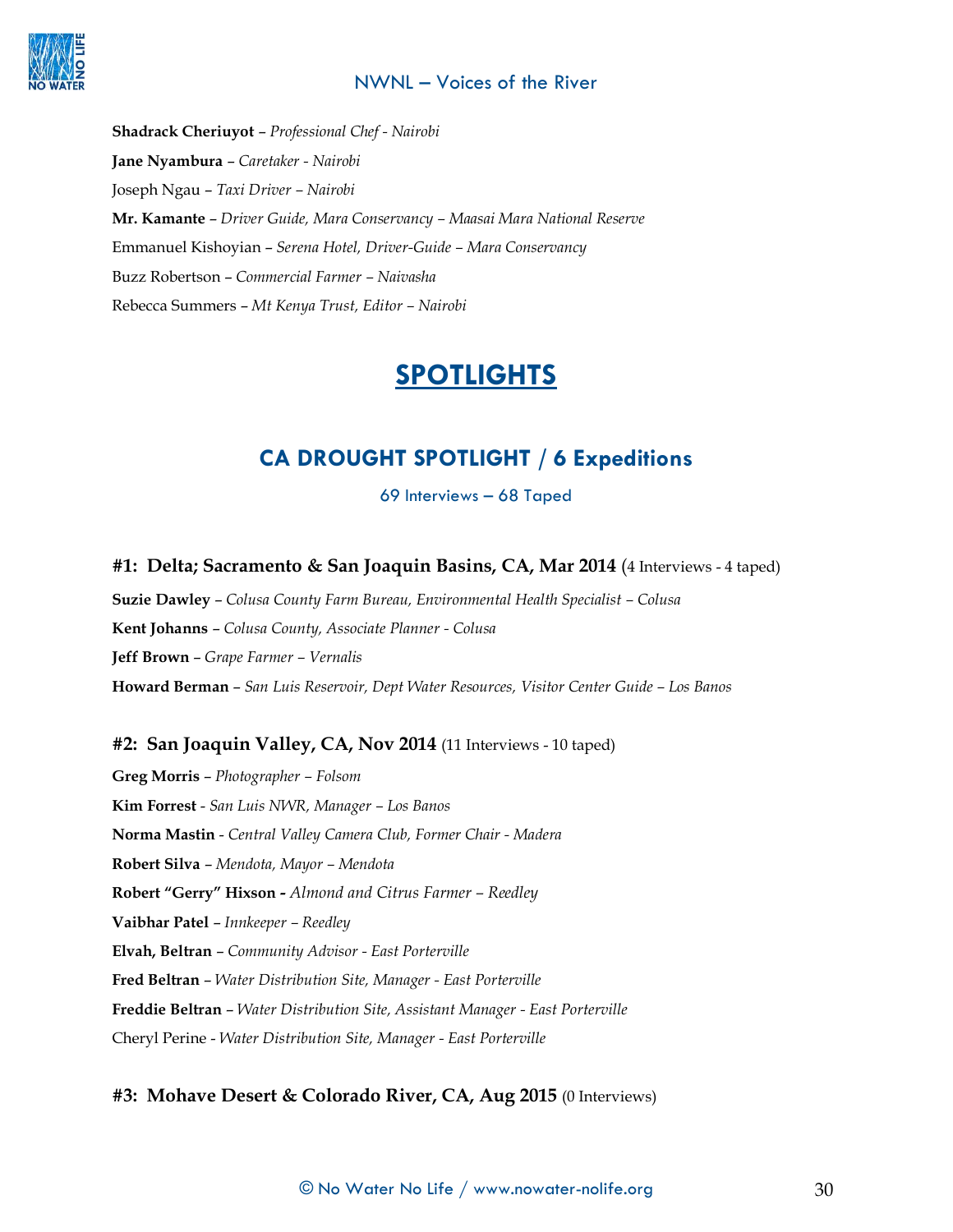**Shadrack Cheriuyot** – *Professional Chef - Nairobi*

**Jane Nyambura** – *Caretaker - Nairobi*

Joseph Ngau – *Taxi Driver – Nairobi*

**Mr. Kamante** – *Driver Guide, Mara Conservancy – Maasai Mara National Reserve*

Emmanuel Kishoyian – *Serena Hotel, Driver-Guide – Mara Conservancy*

Buzz Robertson – *Commercial Farmer – Naivasha*

Rebecca Summers – *Mt Kenya Trust, Editor – Nairobi*

# SPOTLIGHTS

## CA DROUGHT SPOTLIGHT / 6 Expeditions

69 Interviews – 68 Taped

### #1: Delta; Sacramento & San Joaquin Basins, CA, Mar 2014 (4 Interviews - 4 taped)

**Suzie Dawley** – *Colusa County Farm Bureau, Environmental Health Specialist – Colusa*

**Kent Johanns** – *Colusa County, Associate Planner - Colusa*

**Jeff Brown** – *Grape Farmer – Vernalis*

**Howard Berman** – *San Luis Reservoir, Dept Water Resources, Visitor Center Guide – Los Banos*

### #2: San Joaquin Valley, CA, Nov 2014 (11 Interviews - 10 taped)

**Greg Morris** – *Photographer – Folsom*

**Kim Forrest** - *San Luis NWR, Manager – Los Banos*

**Norma Mastin** - *Central Valley Camera Club, Former Chair - Madera*

**Robert Silva** – *Mendota, Mayor – Mendota*

**Robert "Gerry" Hixson -** *Almond and Citrus Farmer – Reedley*

**Vaibhar Patel** – *Innkeeper – Reedley*

**Elvah, Beltran** – *Community Advisor - East Porterville*

**Fred Beltran** – *Water Distribution Site, Manager - East Porterville*

**Freddie Beltran** – *Water Distribution Site, Assistant Manager - East Porterville*

Cheryl Perine - *Water Distribution Site, Manager - East Porterville*

### #3: Mohave Desert & Colorado River, CA, Aug 2015 (0 Interviews)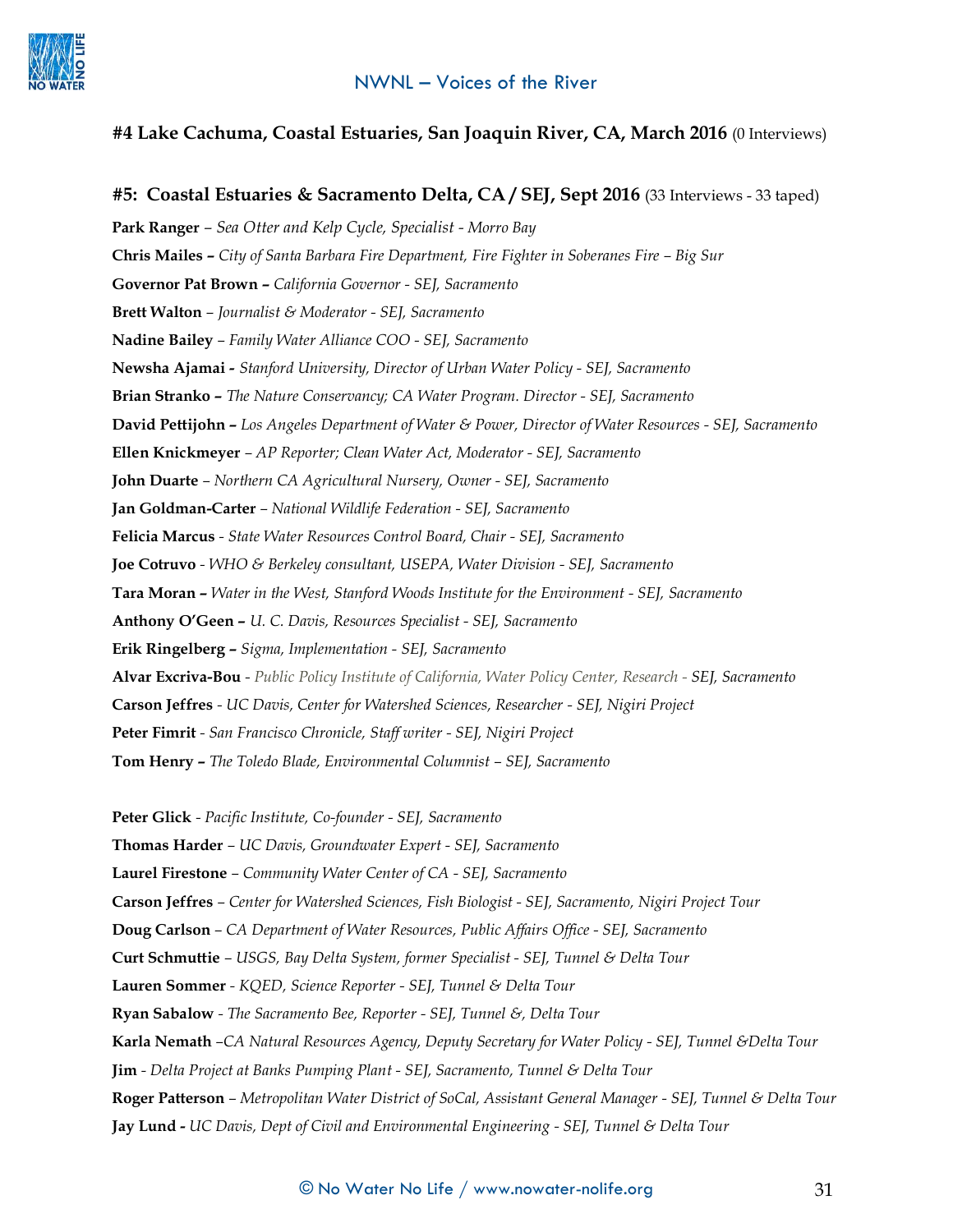**#4 Lake Cachuma, Coastal Estuaries, San Joaquin River, CA, March 2016** (0 Interviews)

**#5: Coastal Estuaries & Sacramento Delta, CA / SEJ, Sept 2016** (33 Interviews - 33 taped)

**Park Ranger** – *Sea Otter and Kelp Cycle, Specialist - Morro Bay*

**Chris Mailes –** *City of Santa Barbara Fire Department, Fire Fighter in Soberanes Fire – Big Sur*

**Governor Pat Brown –** *California Governor - SEJ, Sacramento*

**Brett Walton** – *Journalist & Moderator - SEJ, Sacramento*

**Nadine Bailey** – *Family Water Alliance COO - SEJ, Sacramento*

**Newsha Ajamai -** *Stanford University, Director of Urban Water Policy - SEJ, Sacramento*

**Brian Stranko –** *The Nature Conservancy; CA Water Program. Director - SEJ, Sacramento*

**David Pettijohn –** *Los Angeles Department of Water & Power, Director of Water Resources - SEJ, Sacramento*

**Ellen Knickmeyer** – *AP Reporter; Clean Water Act, Moderator - SEJ, Sacramento*

**John Duarte** – *Northern CA Agricultural Nursery, Owner - SEJ, Sacramento*

**Jan Goldman-Carter** – *National Wildlife Federation - SEJ, Sacramento*

**Felicia Marcus** - *State Water Resources Control Board, Chair - SEJ, Sacramento*

**Joe Cotruvo** - *WHO & Berkeley consultant, USEPA, Water Division - SEJ, Sacramento*

**Tara Moran –** *Water in the West, Stanford Woods Institute for the Environment - SEJ, Sacramento*

**Anthony O'Geen –** *U. C. Davis, Resources Specialist - SEJ, Sacramento*

**Erik Ringelberg –** *Sigma, Implementation - SEJ, Sacramento*

**Alvar Excriva-Bou** - *Public Policy Institute of California, Water Policy Center, Research - SEJ, Sacramento*

**Carson Jeffres** - *UC Davis, Center for Watershed Sciences, Researcher - SEJ, Nigiri Project*

**Peter Fimrit** - *San Francisco Chronicle, Staff writer - SEJ, Nigiri Project*

**Tom Henry –** *The Toledo Blade, Environmental Columnist – SEJ, Sacramento*

**Peter Glick** - *Pacific Institute, Co-founder - SEJ, Sacramento*

**Thomas Harder** – *UC Davis, Groundwater Expert - SEJ, Sacramento*

**Laurel Firestone** – *Community Water Center of CA - SEJ, Sacramento*

**Carson Jeffres** – *Center for Watershed Sciences, Fish Biologist - SEJ, Sacramento, Nigiri Project Tour*

**Doug Carlson** – *CA Department of Water Resources, Public Affairs Office - SEJ, Sacramento*

**Curt Schmuttie** – *USGS, Bay Delta System, former Specialist - SEJ, Tunnel & Delta Tour*

**Lauren Sommer** - *KQED, Science Reporter - SEJ, Tunnel & Delta Tour*

**Ryan Sabalow** - *The Sacramento Bee, Reporter - SEJ, Tunnel &, Delta Tour*

**Karla Nemath** –*CA Natural Resources Agency, Deputy Secretary for Water Policy - SEJ, Tunnel &Delta Tour*

**Jim** - *Delta Project at Banks Pumping Plant - SEJ, Sacramento, Tunnel & Delta Tour*

**Roger Patterson** – *Metropolitan Water District of SoCal, Assistant General Manager - SEJ, Tunnel & Delta Tour*

**Jay Lund -** *UC Davis, Dept of Civil and Environmental Engineering - SEJ, Tunnel & Delta Tour*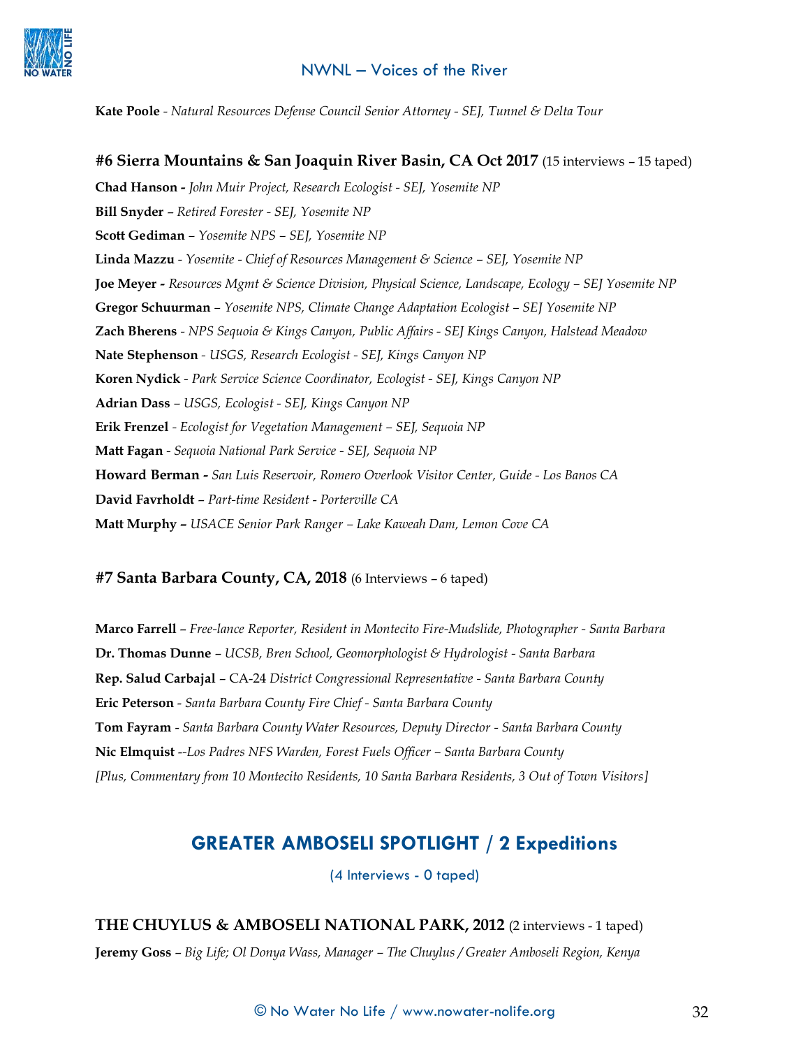**Kate Poole** - *Natural Resources Defense Council Senior Attorney - SEJ, Tunnel & Delta Tour*

### #6 Sierra Mountains & San Joaquin River Basin, CA Oct 2017 (15 interviews – 15 taped)

**Chad Hanson -** *John Muir Project, Research Ecologist - SEJ, Yosemite NP*

**Bill Snyder** – *Retired Forester - SEJ, Yosemite NP*

**Scott Gediman** – *Yosemite NPS – SEJ, Yosemite NP*

**Linda Mazzu** - *Yosemite - Chief of Resources Management & Science – SEJ, Yosemite NP*

**Joe Meyer -** *Resources Mgmt & Science Division, Physical Science, Landscape, Ecology – SEJ Yosemite NP*

**Gregor Schuurman** – *Yosemite NPS, Climate Change Adaptation Ecologist – SEJ Yosemite NP*

**Zach Bherens** - *NPS Sequoia & Kings Canyon, Public Affairs - SEJ Kings Canyon, Halstead Meadow*

**Nate Stephenson** - *USGS, Research Ecologist - SEJ, Kings Canyon NP*

**Koren Nydick** - *Park Service Science Coordinator, Ecologist - SEJ, Kings Canyon NP*

**Adrian Dass** – *USGS, Ecologist - SEJ, Kings Canyon NP*

**Erik Frenzel** - *Ecologist for Vegetation Management – SEJ, Sequoia NP*

**Matt Fagan** - *Sequoia National Park Service - SEJ, Sequoia NP*

**Howard Berman -** *San Luis Reservoir, Romero Overlook Visitor Center, Guide - Los Banos CA*

**David Favrholdt** – *Part-time Resident - Porterville CA*

**Matt Murphy –** *USACE Senior Park Ranger – Lake Kaweah Dam, Lemon Cove CA*

### #7 Santa Barbara County, CA, 2018 (6 Interviews – 6 taped)

**Marco Farrell** – *Free-lance Reporter, Resident in Montecito Fire-Mudslide, Photographer - Santa Barbara*

**Dr. Thomas Dunne** – *UCSB, Bren School, Geomorphologist & Hydrologist - Santa Barbara*

**Rep. Salud Carbajal** – CA-24 *District Congressional Representative - Santa Barbara County*

**Eric Peterson** - *Santa Barbara County Fire Chief - Santa Barbara County*

**Tom Fayram** - *Santa Barbara County Water Resources, Deputy Director - Santa Barbara County*

**Nic Elmquist** --*Los Padres NFS Warden, Forest Fuels Officer – Santa Barbara County*

*[Plus, Commentary from 10 Montecito Residents, 10 Santa Barbara Residents, 3 Out of Town Visitors]*

## GREATER AMBOSELI SPOTLIGHT / 2 Expeditions

(4 Interviews - 0 taped)

### THE CHUYLUS & AMBOSELI NATIONAL PARK, 2012 (2 interviews - 1 taped)

**Jeremy Goss** – *Big Life; Ol Donya Wass, Manager – The Chuylus / Greater Amboseli Region, Kenya*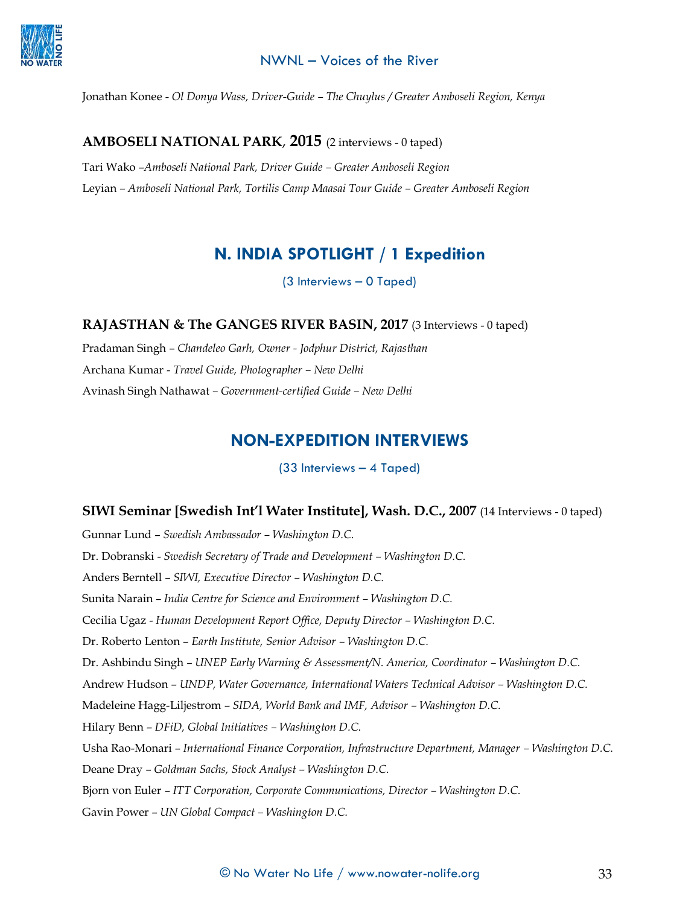Jonathan Konee - *Ol Donya Wass, Driver-Guide – The Chuylus / Greater Amboseli Region, Kenya*

### AMBOSELI NATIONAL PARK, 2015 (2 interviews - 0 taped)

Tari Wako –*Amboseli National Park, Driver Guide – Greater Amboseli Region*

Leyian – *Amboseli National Park, Tortilis Camp Maasai Tour Guide – Greater Amboseli Region*

## N. INDIA SPOTLIGHT / 1 Expedition

(3 Interviews – 0 Taped)

### RAJASTHAN & The GANGES RIVER BASIN, 2017 (3 Interviews - 0 taped)

Pradaman Singh – *Chandeleo Garh, Owner - Jodphur District, Rajasthan*

Archana Kumar - *Travel Guide, Photographer – New Delhi*

Avinash Singh Nathawat – *Government-certified Guide – New Delhi*

## NON-EXPEDITION INTERVIEWS

(33 Interviews – 4 Taped)

### SIWI Seminar [Swedish Int'l Water Institute], Wash. D.C., 2007 (14 Interviews - 0 taped)

Gunnar Lund – *Swedish Ambassador – Washington D.C.*

Dr. Dobranski - *Swedish Secretary of Trade and Development – Washington D.C.*

Anders Berntell – *SIWI, Executive Director – Washington D.C.*

Sunita Narain – *India Centre for Science and Environment – Washington D.C.*

Cecilia Ugaz - *Human Development Report Office, Deputy Director – Washington D.C.*

Dr. Roberto Lenton – *Earth Institute, Senior Advisor – Washington D.C.*

Dr. Ashbindu Singh – *UNEP Early Warning & Assessment/N. America, Coordinator – Washington D.C.*

Andrew Hudson – *UNDP, Water Governance, International Waters Technical Advisor – Washington D.C.*

Madeleine Hagg-Liljestrom – *SIDA, World Bank and IMF, Advisor – Washington D.C.*

Hilary Benn – *DFiD, Global Initiatives – Washington D.C.*

Usha Rao-Monari – *International Finance Corporation, Infrastructure Department, Manager – Washington D.C.*

Deane Dray – *Goldman Sachs, Stock Analyst – Washington D.C.*

Bjorn von Euler – *ITT Corporation, Corporate Communications, Director – Washington D.C.*

Gavin Power – *UN Global Compact – Washington D.C.*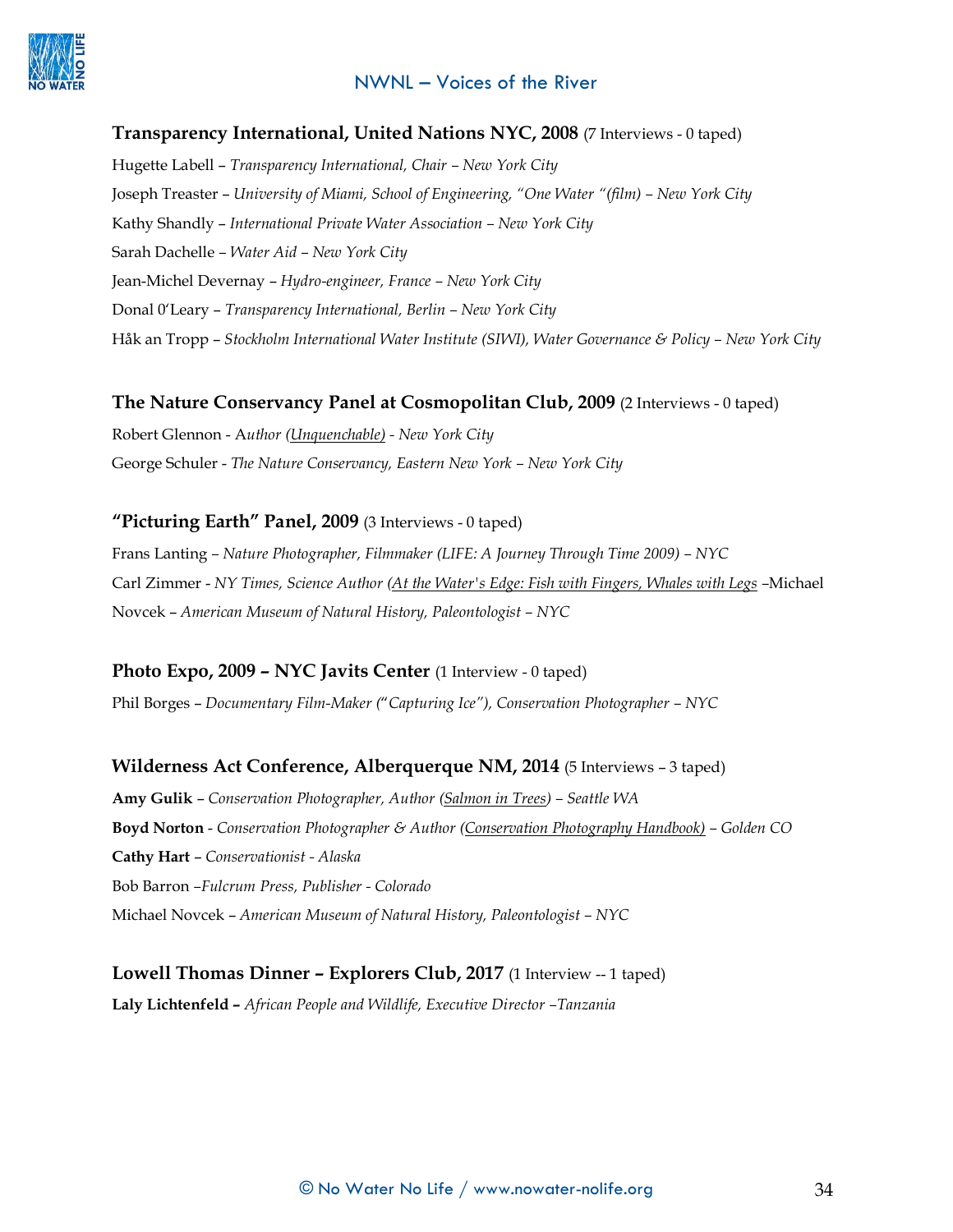**Transparency International, United Nations NYC, 2008** (7 Interviews - 0 taped)

Hugette Labell – *Transparency International, Chair – New York City*

Joseph Treaster – *University of Miami, School of Engineering, "One Water "(film) – New York City*

Kathy Shandly – *International Private Water Association – New York City*

Sarah Dachelle – *Water Aid – New York City*

Jean-Michel Devernay – *Hydro-engineer, France – New York City*

Donal 0'Leary – *Transparency International, Berlin – New York City*

Håk an Tropp – *Stockholm International Water Institute (SIWI), Water Governance & Policy – New York City*

**The Nature Conservancy Panel at Cosmopolitan Club, 2009** (2 Interviews - 0 taped)

Robert Glennon - A*uthor (Unquenchable) - New York City*

George Schuler - *The Nature Conservancy, Eastern New York – New York City*

**"Picturing Earth" Panel, 2009** (3 Interviews - 0 taped)

Frans Lanting – *Nature Photographer, Filmmaker (LIFE: A Journey Through Time 2009) – NYC*

Carl Zimmer - *NY Times, Science Author (At the Water's Edge: Fish with Fingers, Whales with Legs* –Michael Novcek – *American Museum of Natural History, Paleontologist – NYC*

**Photo Expo, 2009 – NYC Javits Center** (1 Interview - 0 taped)

Phil Borges – *Documentary Film-Maker ("Capturing Ice"), Conservation Photographer – NYC*

**Wilderness Act Conference, Alberquerque NM, 2014** (5 Interviews – 3 taped)

**Amy Gulik** – *Conservation Photographer, Author (Salmon in Trees) – Seattle WA*

**Boyd Norton** - *Conservation Photographer & Author (Conservation Photography Handbook) – Golden CO*

**Cathy Hart** – *Conservationist - Alaska*

Bob Barron –*Fulcrum Press, Publisher - Colorado*

Michael Novcek – *American Museum of Natural History, Paleontologist – NYC*

**Lowell Thomas Dinner – Explorers Club, 2017** (1 Interview -- 1 taped)

**Laly Lichtenfeld –** *African People and Wildlife, Executive Director –Tanzania*